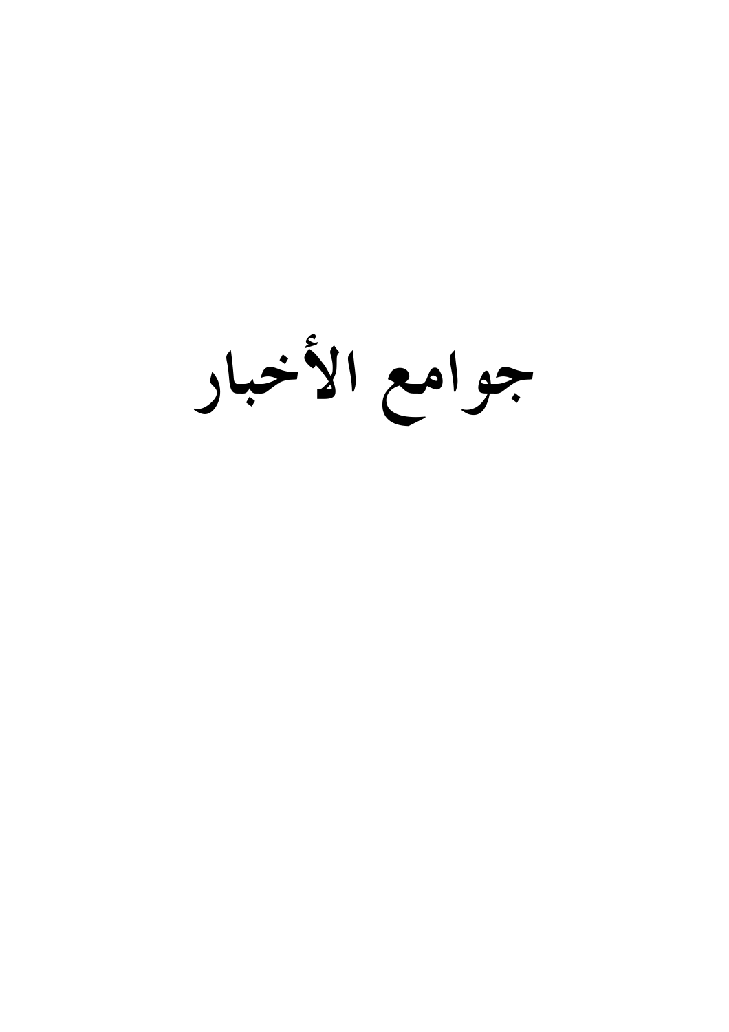# جوامع الأخبار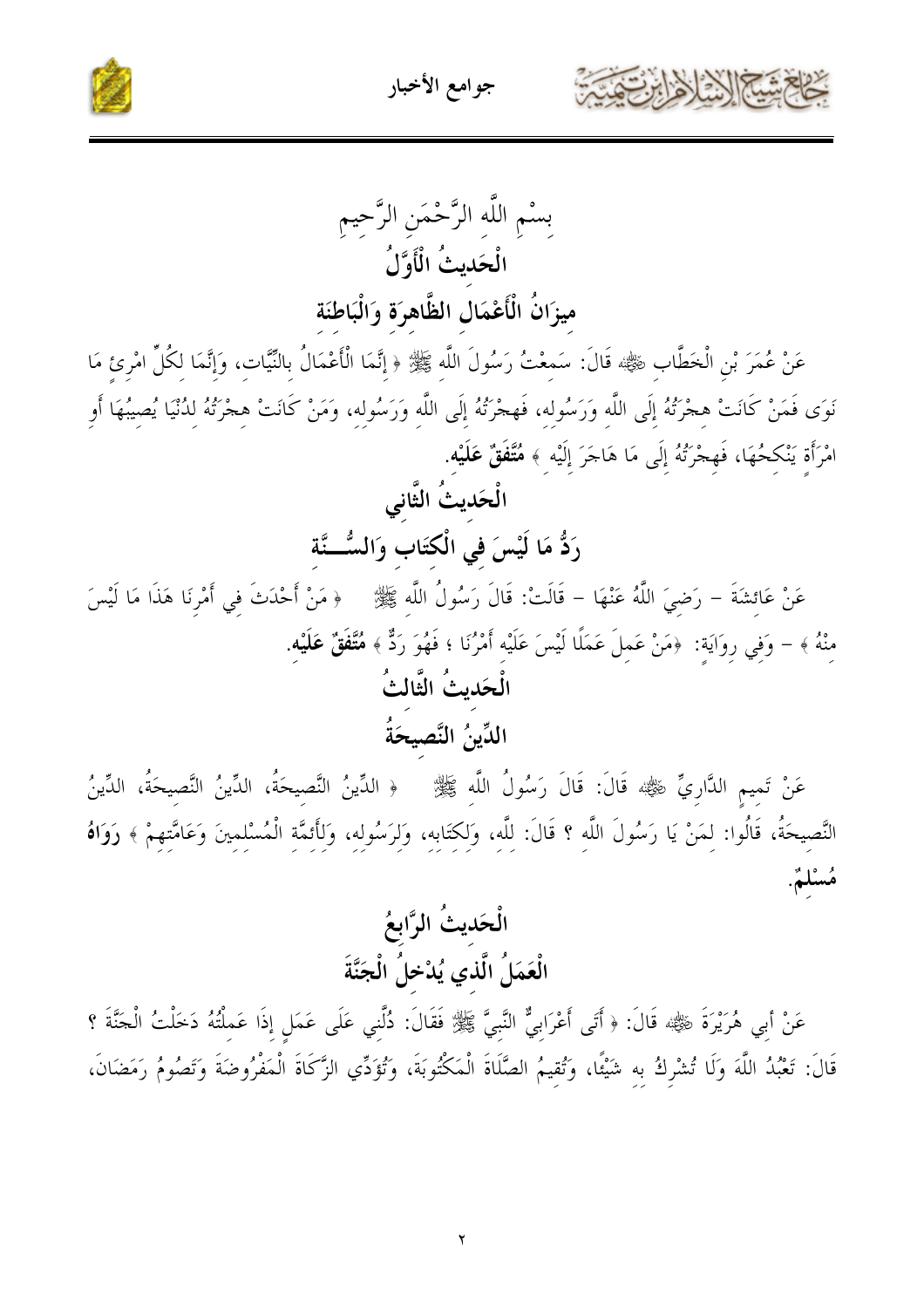بِسْمِ اللَّهِ الرَّحْمَنِ الرَّحِيمِ

## الْحَدِيثُ الْأَوَّلُ

## مِيزَانُ الْأَعْمَالِ الظَّاهِرَةِ وَالْبَاطِنَةِ

عَنْ عُمَرَ بْنِ الْخَطَّابِ ﷺ قَالَ: سَمِعْتُ رَسُولَ اللَّهِ ﷺ ﴿ إِنَّمَا الْأَعْمَالُ بِالنِّيَّاتِ، وَإِنَّمَا لِكُلِّ امْرِئٍ مَا نَوَى فَمَنْ كَانَتْ هِجْرَتُهُ إِلَى اللَّهِ وَرَسُولِهِ، فَهِجْرَتُهُ إِلَى اللَّهِ وَرَسُولِهِ، وَمَنْ كَانَتْ هِجْرَتُهُ لِدُنْيَا يُصِيبُهَا أَوِ امْرَأَةٍ يَنْكِحُهَا، فَهِجْرَتُهُ إِلَى مَا هَاجَرَ إِلَيْهِ ﴾ **مُتَّفَقٌ عَلَيْهِ**.

## الْحَدِيثُ الثَّانِي

## رَدُّ مَا لَيْسَ فِي الْكِتَابِ وَالسُّـنَّةِ

عَنْ عَائِشَةَ - رَضِيَ اللَّهُ عَنْهَا - قَالَتْ: قَالَ رَسُولُ اللَّهِ ﷺ ﴿ مَنْ أَحْدَثَ فِي أَمْرِنَا هَذَا مَا لَيْسَ مِنْهُ ﴾ - وَفِي رِوَايَةٍ: ﴿مَنْ عَمِلَ عَمَلًا لَيْسَ عَلَيْهِ أَمْرُنَا ؛ فَهُوَ رَدٌّ ﴾ **مُتَّفَقٌ عَلَيْهِ**.

## الْحَدِيثُ الثَّالِثُ

## الدِّينُ النَّصِيحَةُ

عَنْ تَمِيمٍ الدَّارِيِّ ﷺ قَالَ: قَالَ رَسُولُ اللَّهِ ﷺ ﴿ الدِّينُ النَّصِيحَةُ، الدِّينُ النَّصِيحَةُ، الدِّينُ النَّصِيحَةُ، قَالُوا: لِمَنْ يَا رَسُولَ اللَّهِ ؟ قَالَ: لِلَّهِ، وَلِكِتَابِهِ، وَلِرَسُولِهِ، وَلِأَئِمَّةِ الْمُسْلِمِينَ وَعَامَّتِهِمْ ﴾ **رَوَاهُ مُسْلِمٌ**.

## الْحَدِيثُ الرَّابِعُ

## الْعَمَلُ الَّذِي يُدْخِلُ الْجَنَّةَ

عَنْ أَبِي هُرَيْرَةَ ﷺ قَالَ: ﴿ أَتَى أَعْرَابِيٌّ النَّبِيَّ ﷺ فَقَالَ: دُلَّنِي عَلَى عَمَلٍ إِذَا عَمِلْتُهُ دَخَلْتُ الْجَنَّةَ ؟ قَالَ: تَعْبُدُ اللَّهَ وَلَا تُشْرِكُ بِهِ شَيْئًا، وَتُقِيمُ الصَّلَاةَ الْمَكْتُوبَةَ، وَتُؤَدِّي الزَّكَاةَ الْمَفْرُوضَةَ وَتَصُومُ رَمَضَانَ،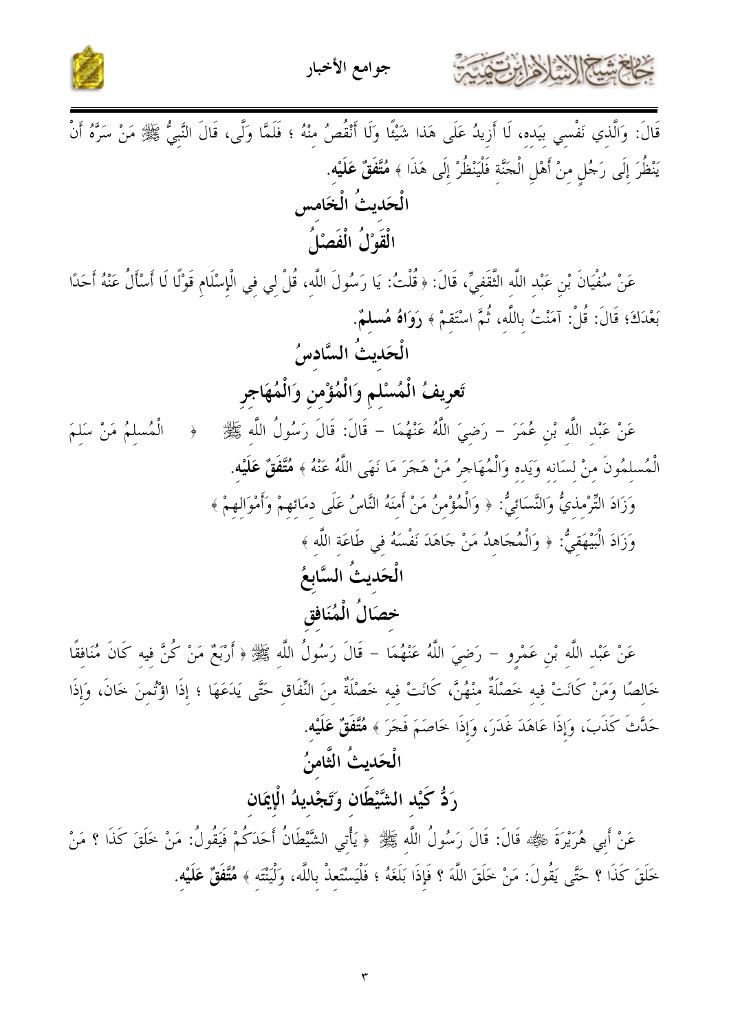قَالَ: وَالَّذِي نَفْسِي بِيَدِهِ، لَا أَزِيدُ عَلَى هَذَا شَيْئًا وَلَا أَنْقُصُ مِنْهُ ؛ فَلَمَّا وَلَّى، قَالَ النَّبِيُّ ﷺ مَنْ سَرَّهُ أَنْ يَنْظُرَ إِلَى رَجُلٍ مِنْ أَهْلِ الْجَنَّةِ فَلْيَنْظُرْ إِلَى هَذَا ﴾ **مُتَّفَقٌ عَلَيْهِ.**

## الْحَدِيثُ الْخَامِس

## الْقَوْلُ الْفَصْلُ

عَنْ سُفْيَانَ بْنِ عَبْدِ اللَّهِ الثَّقَفِيِّ، قَالَ: ﴿ قُلْتُ: يَا رَسُولَ اللَّهِ، قُلْ لِي فِي الْإِسْلَامِ قَوْلًا لَا أَسْأَلُ عَنْهُ أَحَدًا بَعْدَكَ؛ قَالَ: قُلْ: آمَنْتُ بِاللَّهِ، ثُمَّ اسْتَقِمْ ﴾ **رَوَاهُ مُسلِمٌ.**

## الْحَدِيثُ السَّادِسُ

## تَعرِيفُ الْمُسْلِمِ وَالْمُؤْمِنِ وَالْمُهَاجِرِ

عَنْ عَبْدِ اللَّهِ بْنِ عُمَرَ – رَضِيَ اللَّهُ عَنْهُمَا – قَالَ: قَالَ رَسُولُ اللَّهِ ﷺ ﴿ الْمُسلِمُ مَنْ سَلِمَ الْمُسلِمُونَ مِنْ لِسَانِهِ وَيَدِهِ وَالْمُهَاجِرُ مَنْ هَجَرَ مَا نَهَى اللَّهُ عَنْهُ ﴾ **مُتَّفَقٌ عَلَيْهِ.**

وَزَادَ التِّرْمِذِيُّ وَالنَّسَائِيُّ: ﴿ وَالْمُؤْمِنُ مَنْ أَمِنَهُ النَّاسُ عَلَى دِمَائِهِمْ وَأَمْوَالِهِمْ ﴾

وَزَادَ الْبَيْهَقِيُّ: ﴿ وَالْمُجَاهِدُ مَنْ جَاهَدَ نَفْسَهُ فِي طَاعَةِ اللَّهِ ﴾

## الْحَدِيثُ السَّابِعُ

## خِصَالُ الْمُنَافِقِ

عَنْ عَبْدِ اللَّهِ بْنِ عَمْرٍو – رَضِيَ اللَّهُ عَنْهُمَا – قَالَ رَسُولُ اللَّهِ ﷺ ﴿ أَرْبَعٌ مَنْ كُنَّ فِيهِ كَانَ مُنَافِقًا خَالِصًا وَمَنْ كَانَتْ فِيهِ خَصْلَةٌ مِنْهُنَّ، كَانَتْ فِيهِ خَصْلَةٌ مِنَ النِّفَاقِ حَتَّى يَدَعَهَا ؛ إِذَا اؤْتُمِنَ خَانَ، وَإِذَا حَدَّثَ كَذَبَ، وَإِذَا عَاهَدَ غَدَرَ، وَإِذَا خَاصَمَ فَجَرَ ﴾ **مُتَّفَقٌ عَلَيْهِ.**

## الْحَدِيثُ الثَّامِنُ

## رَدُّ كَيْدِ الشَّيْطَانِ وَتَجْدِيدُ الْإِيمَانِ

عَنْ أَبِي هُرَيْرَةَ ﷺ قَالَ: قَالَ رَسُولُ اللَّهِ ﷺ ﴿ يَأْتِي الشَّيْطَانُ أَحَدَكُمْ فَيَقُولُ: مَنْ خَلَقَ كَذَا ؟ مَنْ خَلَقَ كَذَا ؟ حَتَّى يَقُولَ: مَنْ خَلَقَ اللَّهَ ؟ فَإِذَا بَلَغَهُ ؛ فَلْيَسْتَعِذْ بِاللَّهِ، وَلْيَنْتَهِ ﴾ **مُتَّفَقٌ عَلَيْهِ.**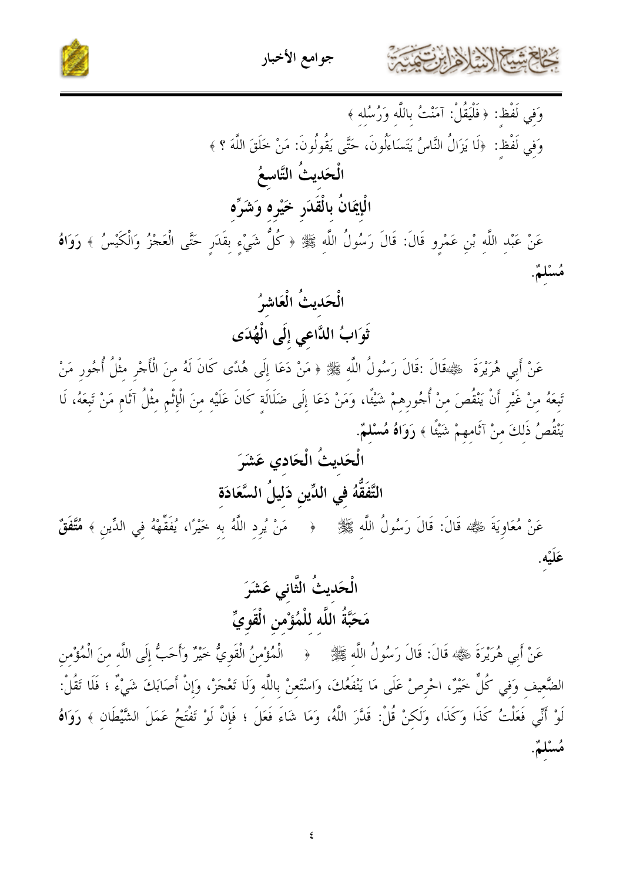وَفِي لَفْظٍ: ﴿ فَلْيَقُلْ: آمَنْتُ بِاللَّهِ وَرُسُلِهِ ﴾

وَفِي لَفْظٍ: ﴿لَا يَزَالُ النَّاسُ يَتَسَاءَلُونَ، حَتَّى يَقُولُونَ: مَنْ خَلَقَ اللَّهَ ؟ ﴾

## الْحَدِيثُ التَّاسِعُ

## الْإِيمَانُ بِالْقَدَرِ خَيْرِهِ وَشَرِّهِ

عَنْ عَبْدِ اللَّهِ بْنِ عَمْرٍو قَالَ: قَالَ رَسُولُ اللَّهِ ﷺ ﴿ كُلُّ شَيْءٍ بِقَدَرٍ حَتَّى الْعَجْزُ وَالْكَيْسُ ﴾ **رَوَاهُ مُسْلِمٌ**.

## الْحَدِيثُ الْعَاشِرُ

## ثَوَابُ الدَّاعِي إِلَى الْهُدَى

عَنْ أَبِي هُرَيْرَةَ ﷺقَالَ :قَالَ رَسُولُ اللَّهِ ﷺ ﴿ مَنْ دَعَا إِلَى هُدًى كَانَ لَهُ مِنَ الْأَجْرِ مِثْلُ أُجُورِ مَنْ تَبِعَهُ مِنْ غَيْرِ أَنْ يَنْقُصَ مِنْ أُجُورِهِمْ شَيْئًا، وَمَنْ دَعَا إِلَى ضَلَالَةٍ كَانَ عَلَيْهِ مِنَ الْإِثْمِ مِثْلُ آثَامِ مَنْ تَبِعَهُ، لَا يَنْقُصُ ذَلِكَ مِنْ آثَامِهِمْ شَيْئًا ﴾ **رَوَاهُ مُسْلِمٌ**.

## الْحَدِيثُ الْحَادِي عَشَرَ

## التَّفَقُّهُ فِي الدِّينِ دَلِيلُ السَّعَادَةِ

عَنْ مُعَاوِيَةَ ﷺ قَالَ: قَالَ رَسُولُ اللَّهِ ﷺ ﴿ مَنْ يُرِدِ اللَّهُ بِهِ خَيْرًا، يُفَقِّهْهُ فِي الدِّينِ ﴾ **مُتَّفَقٌ عَلَيْهِ**.

## الْحَدِيثُ الثَّانِي عَشَرَ

## مَحَبَّةُ اللَّهِ لِلْمُؤْمِنِ الْقَوِيِّ

عَنْ أَبِي هُرَيْرَةَ ﷺ قَالَ: قَالَ رَسُولُ اللَّهِ ﷺ ﴿ الْمُؤْمِنُ الْقَوِيُّ خَيْرٌ وَأَحَبُّ إِلَى اللَّهِ مِنَ الْمُؤْمِنِ الضَّعِيفِ وَفِي كُلٍّ خَيْرٌ، احْرِصْ عَلَى مَا يَنْفَعُكَ، وَاسْتَعِنْ بِاللَّهِ وَلَا تَعْجَزْ، وَإِنْ أَصَابَكَ شَيْءٌ ؛ فَلَا تَقُلْ: لَوْ أَنِّي فَعَلْتُ كَذَا وَكَذَا، وَلَكِنْ قُلْ: قَدَّرَ اللَّهُ، وَمَا شَاءَ فَعَلَ ؛ فَإِنَّ لَوْ تَفْتَحُ عَمَلَ الشَّيْطَانِ ﴾ **رَوَاهُ مُسْلِمٌ**.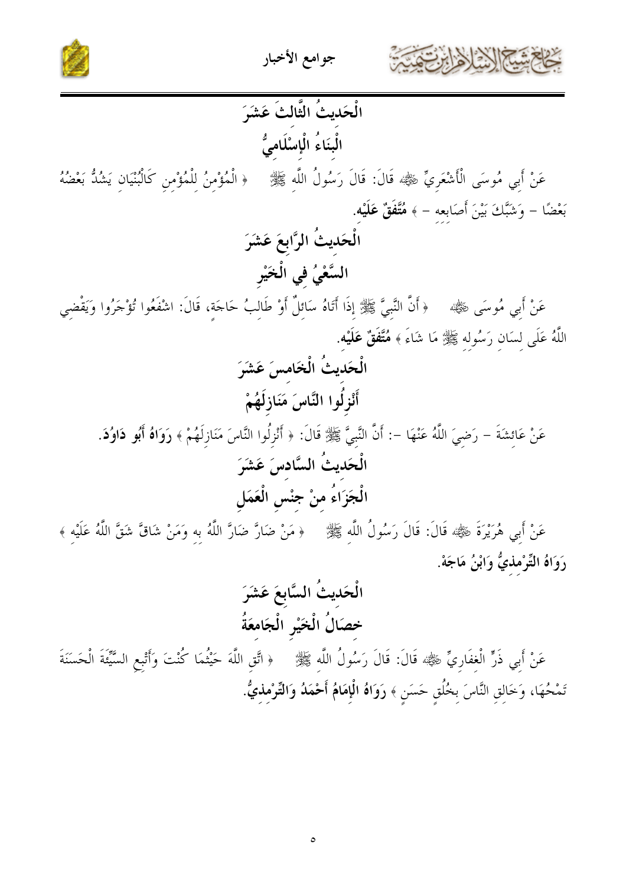## الْحَدِيثُ الثَّالِثَ عَشَرَ

## الْبِنَاءُ الْإِسْلَامِيُّ

عَنْ أَبِي مُوسَى الْأَشْعَرِيِّ ﷺ قَالَ: قَالَ رَسُولُ اللَّهِ ﷺ ﴿ الْمُؤْمِنُ لِلْمُؤْمِنِ كَالْبُنْيَانِ يَشُدُّ بَعْضُهُ بَعْضًا – وَشَبَّكَ بَيْنَ أَصَابِعِهِ – ﴾ **مُتَّفَقٌ عَلَيْهِ.**

## الْحَدِيثُ الرَّابِعَ عَشَرَ

## السَّعْيُ فِي الْخَيْرِ

عَنْ أَبِي مُوسَى ﷺ ﴿ أَنَّ النَّبِيَّ ﷺ إِذَا أَتَاهُ سَائِلٌ أَوْ طَالِبُ حَاجَةٍ، قَالَ: اشْفَعُوا تُؤْجَرُوا وَيَقْضِي اللَّهُ عَلَى لِسَانِ رَسُولِهِ ﷺ مَا شَاءَ ﴾ **مُتَّفَقٌ عَلَيْهِ.**

## الْحَدِيثُ الْخَامِسَ عَشَرَ

## أَنْزِلُوا النَّاسَ مَنَازِلَهُمْ

عَنْ عَائِشَةَ – رَضِيَ اللَّهُ عَنْهَا –: أَنَّ النَّبِيَّ ﷺ قَالَ: ﴿ أَنْزِلُوا النَّاسَ مَنَازِلَهُمْ ﴾ **رَوَاهُ أَبُو دَاوُدَ.**

## الْحَدِيثُ السَّادِسَ عَشَرَ

## الْجَزَاءُ مِنْ جِنْسِ الْعَمَلِ

عَنْ أَبِي هُرَيْرَةَ ﷺ قَالَ: قَالَ رَسُولُ اللَّهِ ﷺ ﴿ مَنْ ضَارَّ ضَارَّ اللَّهُ بِهِ وَمَنْ شَاقَّ شَقَّ اللَّهُ عَلَيْهِ ﴾ **رَوَاهُ التِّرْمِذِيُّ وَابْنُ مَاجَهْ.**

## الْحَدِيثُ السَّابِعَ عَشَرَ

## خِصَالُ الْخَيْرِ الْجَامِعَةُ

عَنْ أَبِي ذَرٍّ الْغِفَارِيِّ ﷺ قَالَ: قَالَ رَسُولُ اللَّهِ ﷺ ﴿ اتَّقِ اللَّهَ حَيْثُمَا كُنْتَ وَأَتْبِعِ السَّيِّئَةَ الْحَسَنَةَ تَمْحُهَا، وَخَالِقِ النَّاسَ بِخُلُقٍ حَسَنٍ ﴾ **رَوَاهُ الْإِمَامُ أَحْمَدُ وَالتِّرْمِذِيُّ.**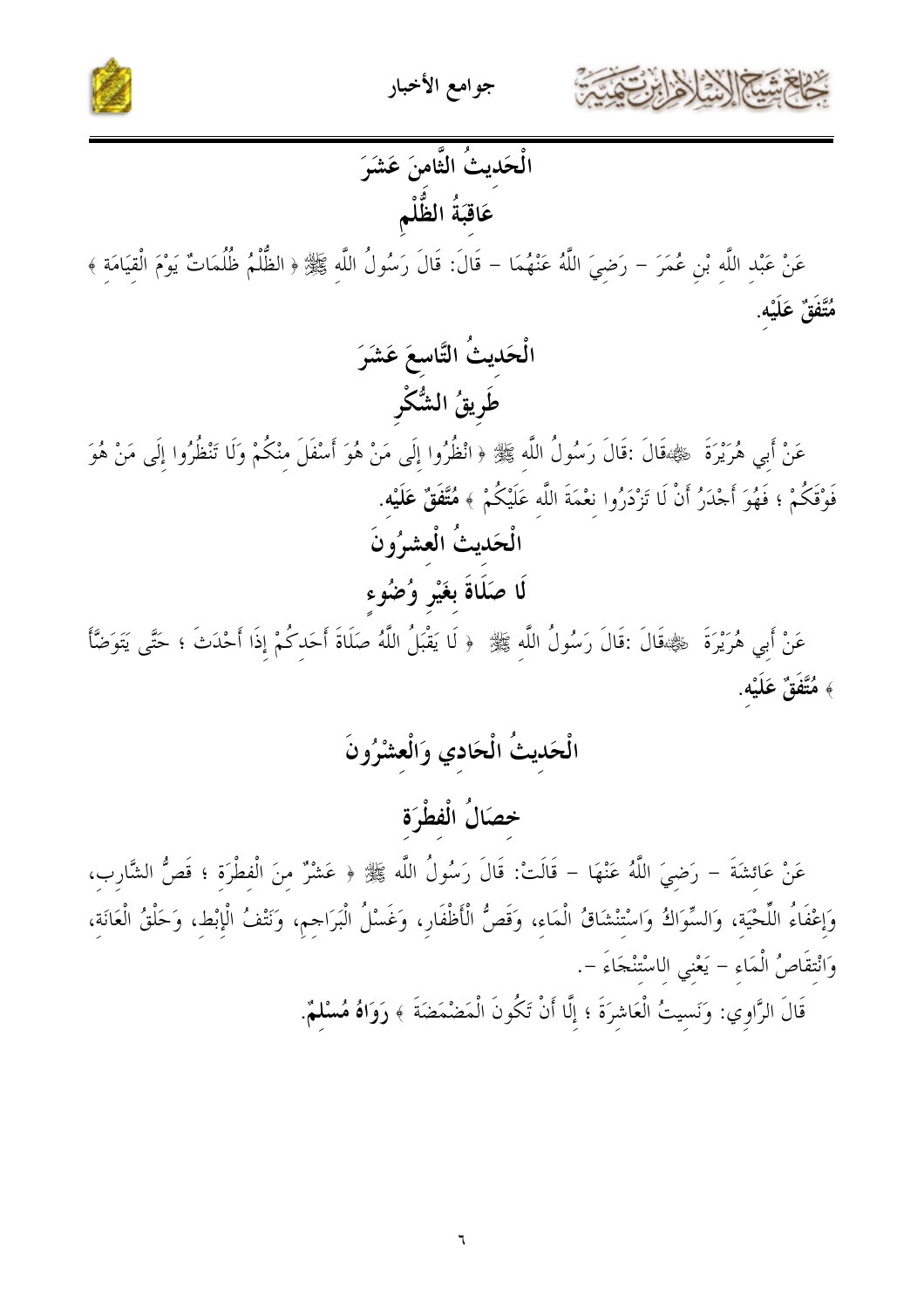## الْحَدِيثُ الثَّامِنَ عَشَرَ

## عَاقِبَةُ الظُّلْمِ

عَنْ عَبْدِ اللَّهِ بْنِ عُمَرَ – رَضِيَ اللَّهُ عَنْهُمَا – قَالَ: قَالَ رَسُولُ اللَّهِ ﷺ ﴿ الظُّلْمُ ظُلُمَاتٌ يَوْمَ الْقِيَامَةِ ﴾ **مُتَّفَقٌ عَلَيْهِ**.

## الْحَدِيثُ التَّاسِعَ عَشَرَ

## طَرِيقُ الشُّكْرِ

عَنْ أَبِي هُرَيْرَةَ ﵁قَالَ :قَالَ رَسُولُ اللَّهِ ﷺ ﴿ انْظُرُوا إِلَى مَنْ هُوَ أَسْفَلَ مِنْكُمْ وَلَا تَنْظُرُوا إِلَى مَنْ هُوَ فَوْقَكُمْ ؛ فَهُوَ أَجْدَرُ أَنْ لَا تَزْدَرُوا نِعْمَةَ اللَّهِ عَلَيْكُمْ ﴾ **مُتَّفَقٌ عَلَيْهِ**.

## الْحَدِيثُ الْعِشرُونَ

## لَا صَلَاةَ بِغَيْرِ وُضُوءٍ

عَنْ أَبِي هُرَيْرَةَ ﵁قَالَ :قَالَ رَسُولُ اللَّهِ ﷺ ﴿ لَا يَقْبَلُ اللَّهُ صَلَاةَ أَحَدِكُمْ إِذَا أَحْدَثَ ؛ حَتَّى يَتَوَضَّأَ ﴾ **مُتَّفَقٌ عَلَيْهِ**.

## الْحَدِيثُ الْحَادِي وَالْعِشْرُونَ

## خِصَالُ الْفِطْرَةِ

عَنْ عَائِشَةَ – رَضِيَ اللَّهُ عَنْهَا – قَالَتْ: قَالَ رَسُولُ اللَّهِ ﷺ ﴿ عَشْرٌ مِنَ الْفِطْرَةِ ؛ قَصُّ الشَّارِبِ، وَإِعْفَاءُ اللِّحْيَةِ، وَالسِّوَاكُ وَاسْتِنْشَاقُ الْمَاءِ، وَقَصُّ الْأَظْفَارِ، وَغَسْلُ الْبَرَاجِمِ، وَنَتْفُ الْإِبْطِ، وَحَلْقُ الْعَانَةِ، وَانْتِقَاصُ الْمَاءِ – يَعْنِي الِاسْتِنْجَاءَ –.

قَالَ الرَّاوِي: وَنَسِيتُ الْعَاشِرَةَ ؛ إِلَّا أَنْ تَكُونَ الْمَضْمَضَةَ ﴾ **رَوَاهُ مُسْلِمٌ**.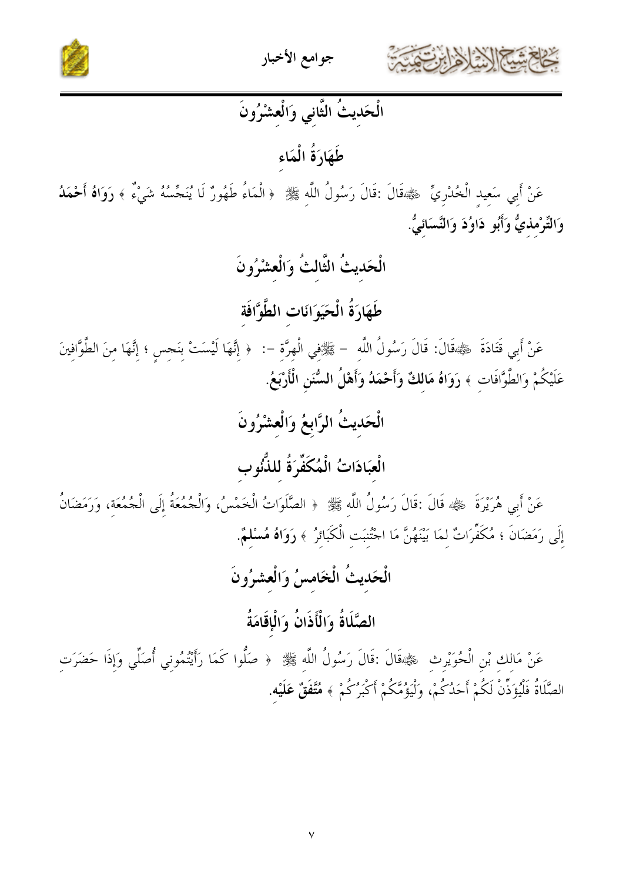## الْحَدِيثُ الثَّانِي وَالْعِشْرُونَ

### طَهَارَةُ الْمَاءِ

عَنْ أَبِي سَعِيدٍ الْخُدْرِيِّ ﷺقَالَ :قَالَ رَسُولُ اللَّهِ ﷺ ﴿ الْمَاءُ طَهُورٌ لَا يُنَجِّسُهُ شَيْءٌ ﴾ **رَوَاهُ أَحْمَدُ وَالتِّرْمِذِيُّ وَأَبُو دَاوُدَ وَالنَّسَائِيُّ.**

## الْحَدِيثُ الثَّالِثُ وَالْعِشْرُونَ

### طَهَارَةُ الْحَيَوَانَاتِ الطَّوَّافَةِ

عَنْ أَبِي قَتَادَةَ ﷺقَالَ: قَالَ رَسُولُ اللَّهِ - ﷺفِي الْهِرَّةِ -: ﴿ إِنَّهَا لَيْسَتْ بِنَجِسٍ ؛ إِنَّهَا مِنَ الطَّوَّافِينَ عَلَيْكُمْ وَالطَّوَّافَاتِ ﴾ **رَوَاهُ مَالِكٌ وَأَحْمَدُ وَأَهْلُ السُّنَنِ الْأَرْبَعُ.**

## الْحَدِيثُ الرَّابِعُ وَالْعِشْرُونَ

### الْعِبَادَاتُ الْمُكَفِّرَةُ لِلذُّنُوبِ

عَنْ أَبِي هُرَيْرَةَ ﷺ قَالَ :قَالَ رَسُولُ اللَّهِ ﷺ ﴿ الصَّلَوَاتُ الْخَمْسُ، وَالْجُمُعَةُ إِلَى الْجُمُعَةِ، وَرَمَضَانُ إِلَى رَمَضَانَ ؛ مُكَفِّرَاتٌ لِمَا بَيْنَهُنَّ مَا اجْتُنِبَتِ الْكَبَائِرُ ﴾ **رَوَاهُ مُسْلِمٌ.**

## الْحَدِيثُ الْخَامِسُ وَالْعِشْرُونَ

### الصَّلَاةُ وَالْأَذَانُ وَالْإِقَامَةُ

عَنْ مَالِكِ بْنِ الْحُوَيْرِثِ ﷺقَالَ :قَالَ رَسُولُ اللَّهِ ﷺ ﴿ صَلُّوا كَمَا رَأَيْتُمُونِي أُصَلِّي وَإِذَا حَضَرَتِ الصَّلَاةُ فَلْيُؤَذِّنْ لَكُمْ أَحَدُكُمْ، وَلْيَؤُمَّكُمْ أَكْبَرُكُمْ ﴾ **مُتَّفَقٌ عَلَيْهِ.**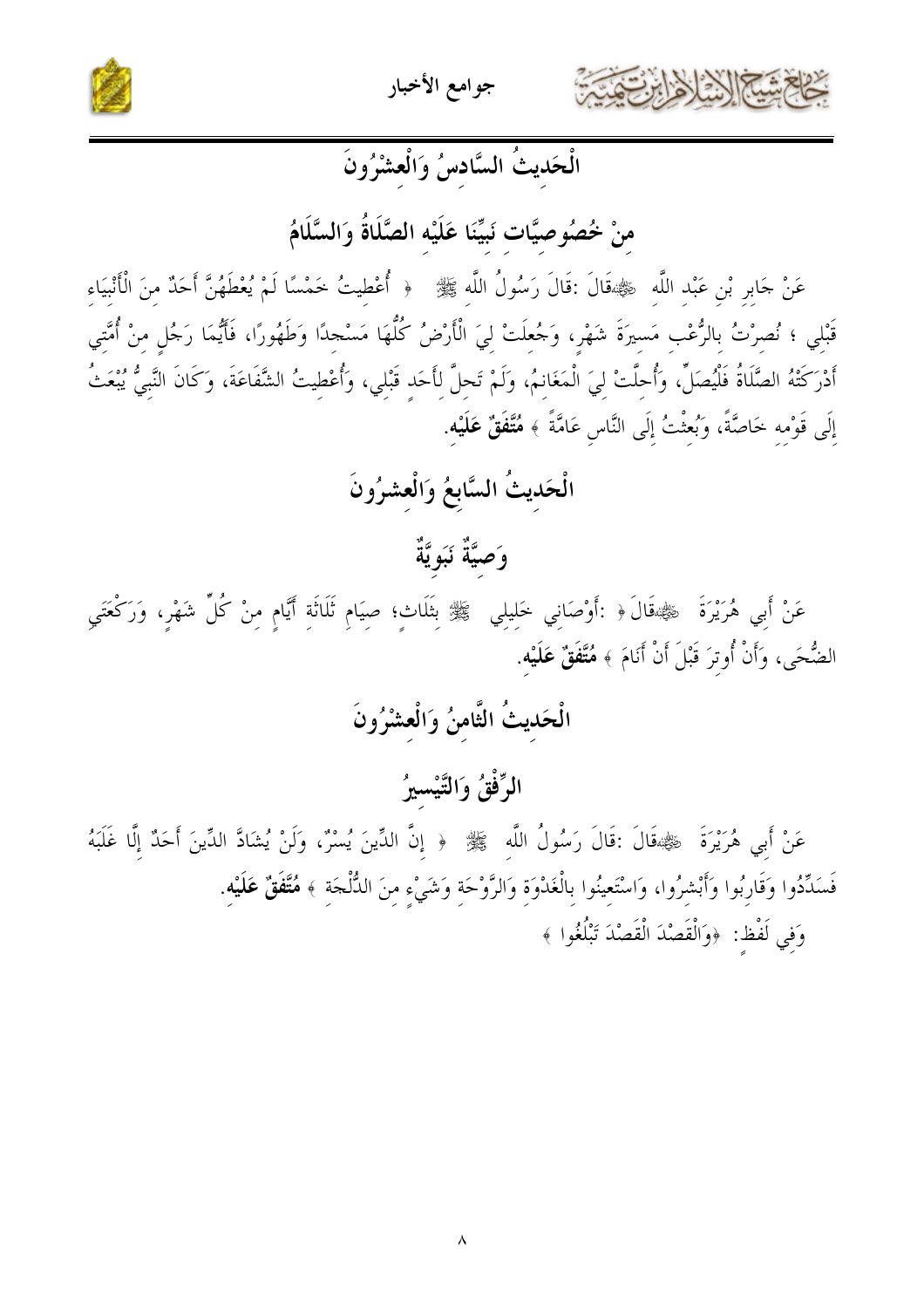## الْحَدِيثُ السَّادِسُ وَالْعِشْرُونَ

## مِنْ خُصُوصِيَّاتِ نَبِيِّنَا عَلَيْهِ الصَّلَاةُ وَالسَّلَامُ

عَنْ جَابِرِ بْنِ عَبْدِ اللَّهِ ﷺقَالَ :قَالَ رَسُولُ اللَّهِ ﷺ ﴿ أُعْطِيتُ خَمْسًا لَمْ يُعْطَهُنَّ أَحَدٌ مِنَ الْأَنْبِيَاءِ قَبْلِي ؛ نُصِرْتُ بِالرُّعْبِ مَسِيرَةَ شَهْرٍ، وَجُعِلَتْ لِيَ الْأَرْضُ كُلُّهَا مَسْجِدًا وَطَهُورًا، فَأَيُّمَا رَجُلٍ مِنْ أُمَّتِي أَدْرَكَتْهُ الصَّلَاةُ فَلْيُصَلِّ، وَأُحِلَّتْ لِيَ الْمَغَانِمُ، وَلَمْ تَحِلَّ لِأَحَدٍ قَبْلِي، وَأُعْطِيتُ الشَّفَاعَةَ، وَكَانَ النَّبِيُّ يُبْعَثُ إِلَى قَوْمِهِ خَاصَّةً، وَبُعِثْتُ إِلَى النَّاسِ عَامَّةً ﴾ **مُتَّفَقٌ عَلَيْهِ**.

## الْحَدِيثُ السَّابِعُ وَالْعِشْرُونَ

## وَصِيَّةٌ نَبَوِيَّةٌ

عَنْ أَبِي هُرَيْرَةَ ﷺقَالَ﴿ :أَوْصَانِي خَلِيلِي ﷺ بِثَلَاثٍ؛ صِيَامِ ثَلَاثَةِ أَيَّامٍ مِنْ كُلِّ شَهْرٍ، وَرَكْعَتَيِ الضُّحَى، وَأَنْ أُوتِرَ قَبْلَ أَنْ أَنَامَ ﴾ **مُتَّفَقٌ عَلَيْهِ**.

## الْحَدِيثُ الثَّامِنُ وَالْعِشْرُونَ

## الرِّفْقُ وَالتَّيْسِيرُ

عَنْ أَبِي هُرَيْرَةَ ﷺقَالَ :قَالَ رَسُولُ اللَّهِ ﷺ ﴿ إِنَّ الدِّينَ يُسْرٌ، وَلَنْ يُشَادَّ الدِّينَ أَحَدٌ إِلَّا غَلَبَهُ فَسَدِّدُوا وَقَارِبُوا وَأَبْشِرُوا، وَاسْتَعِينُوا بِالْغَدْوَةِ وَالرَّوْحَةِ وَشَيْءٍ مِنَ الدُّلْجَةِ ﴾ **مُتَّفَقٌ عَلَيْهِ**.

وَفِي لَفْظٍ: ﴿وَالْقَصْدَ الْقَصْدَ تَبْلُغُوا ﴾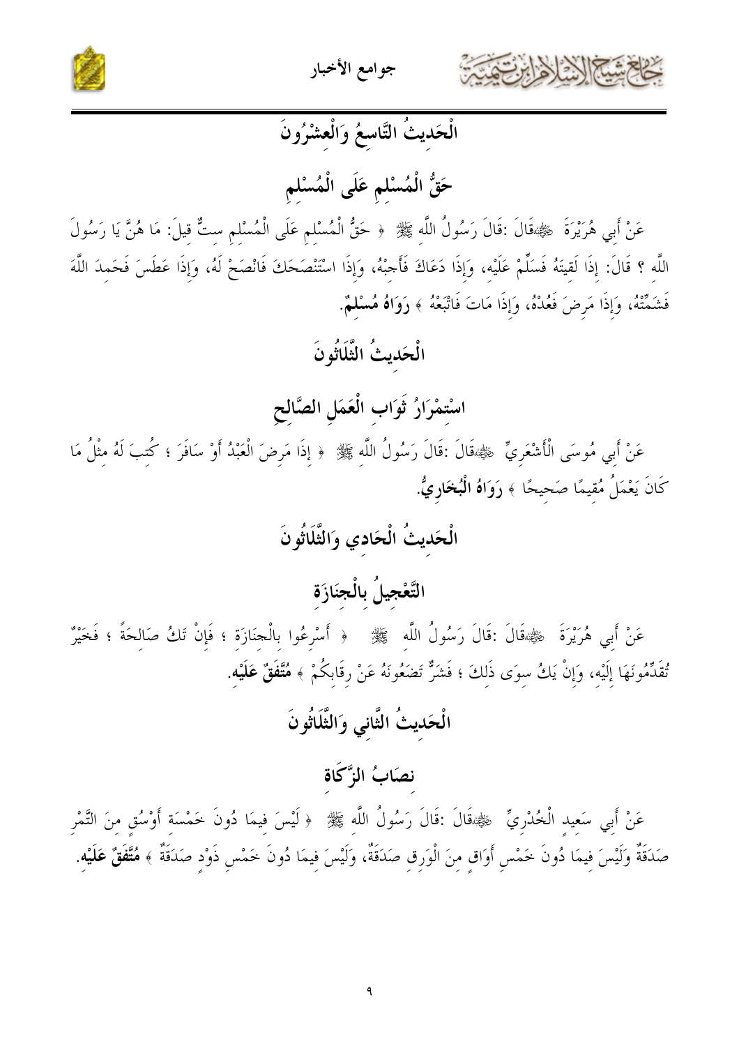## الْحَدِيثُ التَّاسِعُ وَالْعِشْرُونَ

## حَقُّ الْمُسْلِمِ عَلَى الْمُسْلِمِ

عَنْ أَبِي هُرَيْرَةَ ﷺقَالَ :قَالَ رَسُولُ اللَّهِ ﷺ « حَقُّ الْمُسْلِمِ عَلَى الْمُسْلِمِ سِتٌّ قِيلَ: مَا هُنَّ يَا رَسُولَ اللَّهِ ؟ قَالَ: إِذَا لَقِيتَهُ فَسَلِّمْ عَلَيْهِ، وَإِذَا دَعَاكَ فَأَجِبْهُ، وَإِذَا اسْتَنْصَحَكَ فَانْصَحْ لَهُ، وَإِذَا عَطَسَ فَحَمِدَ اللَّهَ فَشَمِّتْهُ، وَإِذَا مَرِضَ فَعُدْهُ، وَإِذَا مَاتَ فَاتْبَعْهُ » **رَوَاهُ مُسْلِمٌ**.

## الْحَدِيثُ الثَّلَاثُونَ

## اسْتِمْرَارُ ثَوَابِ الْعَمَلِ الصَّالِحِ

عَنْ أَبِي مُوسَى الْأَشْعَرِيِّ ﷺقَالَ :قَالَ رَسُولُ اللَّهِ ﷺ « إِذَا مَرِضَ الْعَبْدُ أَوْ سَافَرَ ؛ كُتِبَ لَهُ مِثْلُ مَا كَانَ يَعْمَلُ مُقِيمًا صَحِيحًا » **رَوَاهُ الْبُخَارِيُّ**.

## الْحَدِيثُ الْحَادِي وَالثَّلَاثُونَ

## التَّعْجِيلُ بِالْجِنَازَةِ

عَنْ أَبِي هُرَيْرَةَ ﷺقَالَ :قَالَ رَسُولُ اللَّهِ ﷺ « أَسْرِعُوا بِالْجِنَازَةِ ؛ فَإِنْ تَكُ صَالِحَةً ؛ فَخَيْرٌ تُقَدِّمُونَهَا إِلَيْهِ، وَإِنْ يَكُ سِوَى ذَلِكَ ؛ فَشَرٌّ تَضَعُونَهُ عَنْ رِقَابِكُمْ » **مُتَّفَقٌ عَلَيْهِ**.

## الْحَدِيثُ الثَّانِي وَالثَّلَاثُونَ

## نِصَابُ الزَّكَاةِ

عَنْ أَبِي سَعِيدٍ الْخُدْرِيِّ ﷺقَالَ :قَالَ رَسُولُ اللَّهِ ﷺ « لَيْسَ فِيمَا دُونَ خَمْسَةِ أَوْسُقٍ مِنَ التَّمْرِ صَدَقَةٌ وَلَيْسَ فِيمَا دُونَ خَمْسِ أَوَاقٍ مِنَ الْوَرِقِ صَدَقَةٌ، وَلَيْسَ فِيمَا دُونَ خَمْسِ ذَوْدٍ صَدَقَةٌ » **مُتَّفَقٌ عَلَيْهِ**.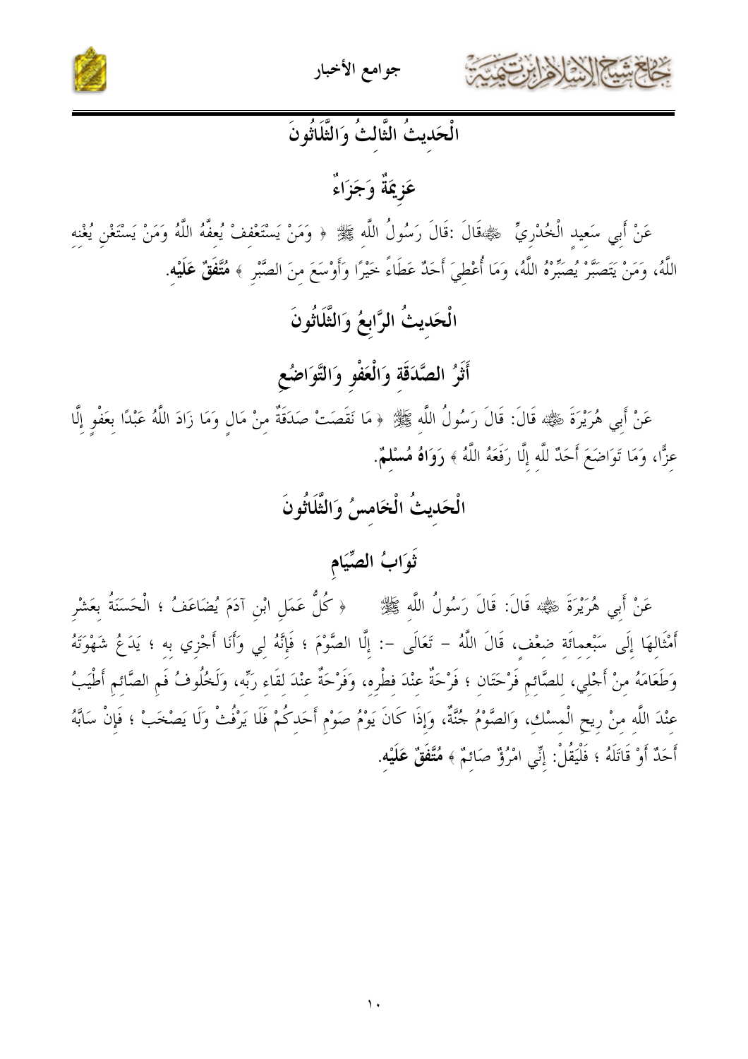## الْحَدِيثُ الثَّالِثُ وَالثَّلَاثُونَ

### عَزِيمَةٌ وَجَزَاءٌ

عَنْ أَبِي سَعِيدٍ الْخُدْرِيِّ ﷺقَالَ :قَالَ رَسُولُ اللَّهِ ﷺ ﴿ وَمَنْ يَسْتَعْفِفْ يُعِفَّهُ اللَّهُ وَمَنْ يَسْتَغْنِ يُغْنِه اللَّهُ، وَمَنْ يَتَصَبَّرْ يُصَبِّرْهُ اللَّهُ، وَمَا أُعْطِيَ أَحَدٌ عَطَاءً خَيْرًا وَأَوْسَعَ مِنَ الصَّبْرِ ﴾ **مُتَّفَقٌ عَلَيْه**.

## الْحَدِيثُ الرَّابِعُ وَالثَّلَاثُونَ

### أَثَرُ الصَّدَقَةِ وَالْعَفْوِ وَالتَّوَاضُعِ

عَنْ أَبِي هُرَيْرَةَ ﷺ قَالَ: قَالَ رَسُولُ اللَّه ﷺ ﴿ مَا نَقَصَتْ صَدَقَةٌ مِنْ مَالٍ وَمَا زَادَ اللَّهُ عَبْدًا بِعَفْوٍ إِلَّا عِزًّا، وَمَا تَوَاضَعَ أَحَدٌ للَّه إِلَّا رَفَعَهُ اللَّهُ ﴾ **رَوَاهُ مُسْلمٌ**.

## الْحَدِيثُ الْخَامِسُ وَالثَّلَاثُونَ

### ثَوَابُ الصِّيَامِ

عَنْ أَبِي هُرَيْرَةَ ﷺ قَالَ: قَالَ رَسُولُ اللَّه ﷺ ﴿ كُلُّ عَمَلِ ابْنِ آدَمَ يُضَاعَفُ ؛ الْحَسَنَةُ بِعَشْرِ أَمْثَالِهَا إِلَى سَبْعمائَة ضعْف، قَالَ اللَّهُ – تَعَالَى –: إِلَّا الصَّوْمَ ؛ فَإِنَّهُ لي وَأَنَا أَجْزِي به ؛ يَدَعُ شَهْوَتَهُ وَطَعَامَهُ مِنْ أَجْلِي، لِلصَّائِمِ فَرْحَتَانِ ؛ فَرْحَةٌ عِنْدَ فِطْرِه، وَفَرْحَةٌ عِنْدَ لِقَاءِ رَبِّه، وَلَخُلُوفُ فَمِ الصَّائِمِ أَطْيَبُ عِنْدَ اللَّه مِنْ رِيحِ الْمِسْك، وَالصَّوْمُ جُنَّةٌ، وَإِذَا كَانَ يَوْمُ صَوْمِ أَحَدِكُمْ فَلَا يَرْفُثْ وَلَا يَصْخَبْ ؛ فَإِنْ سَابَّهُ أَحَدٌ أَوْ قَاتَلَهُ ؛ فَلْيَقُلْ: إِنِّي امْرُؤٌ صَائِمٌ ﴾ **مُتَّفَقٌ عَلَيْه**.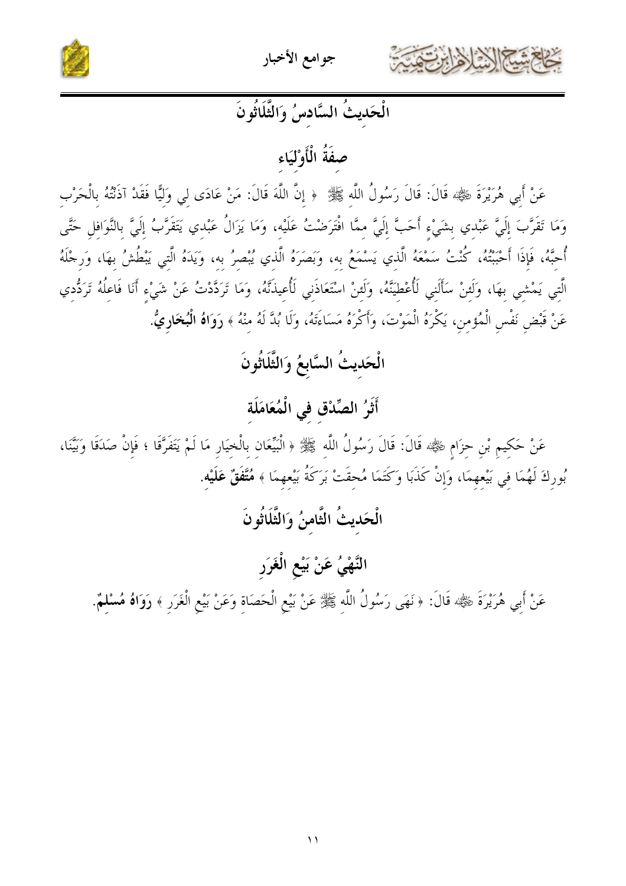## الْحَدِيثُ السَّادِسُ وَالثَّلَاثُونَ

## صِفَةُ الْأَوْلِيَاءِ

عَنْ أَبِي هُرَيْرَةَ ﷺ قَالَ: قَالَ رَسُولُ اللَّهِ ﷺ ﴿ إِنَّ اللَّهَ قَالَ: مَنْ عَادَى لِي وَلِيًّا فَقَدْ آذَنْتُهُ بِالْحَرْبِ وَمَا تَقَرَّبَ إِلَيَّ عَبْدِي بِشَيْءٍ أَحَبَّ إِلَيَّ مِمَّا افْتَرَضْتُ عَلَيْهِ، وَمَا يَزَالُ عَبْدِي يَتَقَرَّبُ إِلَيَّ بِالنَّوَافِلِ حَتَّى أُحِبَّهُ، فَإِذَا أَحْبَبْتُهُ، كُنْتُ سَمْعَهُ الَّذِي يَسْمَعُ بِهِ، وَبَصَرَهُ الَّذِي يُبْصِرُ بِهِ، وَيَدَهُ الَّتِي يَبْطُشُ بِهَا، وَرِجْلَهُ الَّتِي يَمْشِي بِهَا، وَلَئِنْ سَأَلَنِي لَأُعْطِيَنَّهُ، وَلَئِنْ اسْتَعَاذَنِي لَأُعِيذَنَّهُ، وَمَا تَرَدَّدْتُ عَنْ شَيْءٍ أَنَا فَاعِلُهُ تَرَدُّدِي عَنْ قَبْضِ نَفْسِ الْمُؤْمِنِ، يَكْرَهُ الْمَوْتَ، وَأَكْرَهُ مَسَاءَتَهُ، وَلَا بُدَّ لَهُ مِنْهُ ﴾ **رَوَاهُ الْبُخَارِيُّ**.

## الْحَدِيثُ السَّابِعُ وَالثَّلَاثُونَ

## أَثَرُ الصِّدْقِ فِي الْمُعَامَلَةِ

عَنْ حَكِيمِ بْنِ حِزَامٍ ﷺ قَالَ: قَالَ رَسُولُ اللَّهِ ﷺ ﴿ الْبَيِّعَانِ بِالْخِيَارِ مَا لَمْ يَتَفَرَّقَا ؛ فَإِنْ صَدَقَا وَبَيَّنَا، بُورِكَ لَهُمَا فِي بَيْعِهِمَا، وَإِنْ كَذَبَا وَكَتَمَا مُحِقَتْ بَرَكَةُ بَيْعِهِمَا ﴾ **مُتَّفَقٌ عَلَيْهِ**.

## الْحَدِيثُ الثَّامِنُ وَالثَّلَاثُونَ

## النَّهْيُ عَنْ بَيْعِ الْغَرَرِ

عَنْ أَبِي هُرَيْرَةَ ﷺ قَالَ: ﴿ نَهَى رَسُولُ اللَّهِ ﷺ عَنْ بَيْعِ الْحَصَاةِ وَعَنْ بَيْعِ الْغَرَرِ ﴾ **رَوَاهُ مُسْلِمٌ**.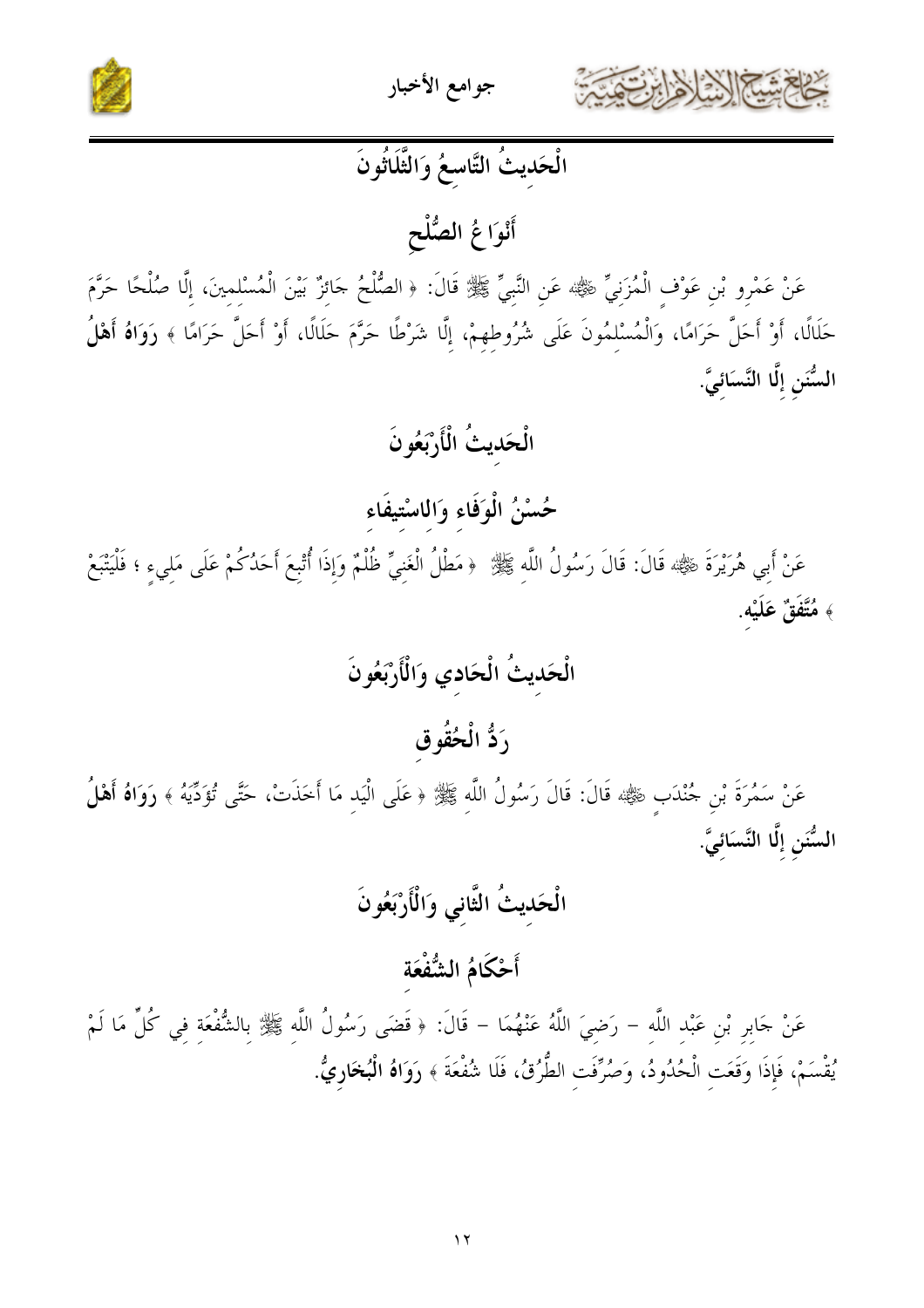## الْحَدِيثُ التَّاسِعُ وَالثَّلَاثُونَ

## أَنْوَاعُ الصُّلْحِ

عَنْ عَمْرِو بْنِ عَوْفٍ الْمُزَنِيِّ ﷺ عَنِ النَّبِيِّ ﷺ قَالَ: ﴿ الصُّلْحُ جَائِزٌ بَيْنَ الْمُسْلِمِينَ، إِلَّا صُلْحًا حَرَّمَ حَلَالًا، أَوْ أَحَلَّ حَرَامًا، وَالْمُسْلِمُونَ عَلَى شُرُوطِهِمْ، إِلَّا شَرْطًا حَرَّمَ حَلَالًا، أَوْ أَحَلَّ حَرَامًا ﴾ **رَوَاهُ أَهْلُ السُّنَنِ إِلَّا النَّسَائِيَّ.**

## الْحَدِيثُ الْأَرْبَعُونَ

## حُسْنُ الْوَفَاءِ وَالاسْتِيفَاءِ

عَنْ أَبِي هُرَيْرَةَ ﷺ قَالَ: قَالَ رَسُولُ اللَّهِ ﷺ ﴿ مَطْلُ الْغَنِيِّ ظُلْمٌ وَإِذَا أُتْبِعَ أَحَدُكُمْ عَلَى مَلِيءٍ ؛ فَلْيَتْبَعْ ﴾ **مُتَّفَقٌ عَلَيْهِ.**

## الْحَدِيثُ الْحَادِي وَالْأَرْبَعُونَ

## رَدُّ الْحُقُوقِ

عَنْ سَمُرَةَ بْنِ جُنْدَبٍ ﷺ قَالَ: قَالَ رَسُولُ اللَّهِ ﷺ ﴿ عَلَى الْيَدِ مَا أَخَذَتْ، حَتَّى تُؤَدِّيَهُ ﴾ **رَوَاهُ أَهْلُ السُّنَنِ إِلَّا النَّسَائِيَّ.**

## الْحَدِيثُ الثَّانِي وَالْأَرْبَعُونَ

## أَحْكَامُ الشُّفْعَةِ

عَنْ جَابِرِ بْنِ عَبْدِ اللَّهِ – رَضِيَ اللَّهُ عَنْهُمَا – قَالَ: ﴿ قَضَى رَسُولُ اللَّهِ ﷺ بالشُّفْعَةِ فِي كُلِّ مَا لَمْ يُقْسَمْ، فَإِذَا وَقَعَتِ الْحُدُودُ، وَصُرِّفَتِ الطُّرُقُ، فَلَا شُفْعَةَ ﴾ **رَوَاهُ الْبُخَارِيُّ.**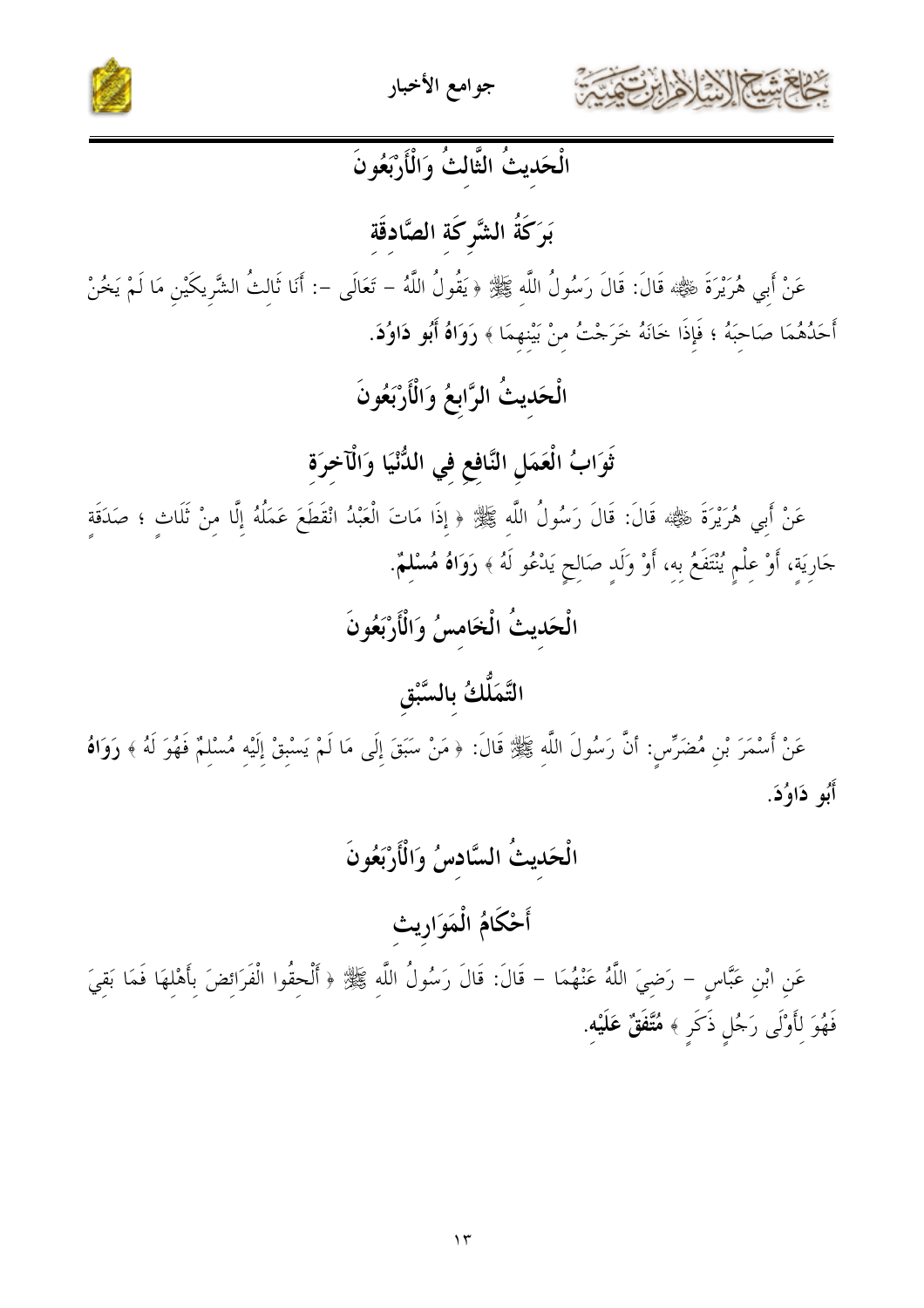## الْحَدِيثُ الثَّالِثُ وَالْأَرْبَعُونَ

### بَرَكَةُ الشَّرِكَةِ الصَّادِقَة

عَنْ أَبِي هُرَيْرَةَ ﷺ قَالَ: قَالَ رَسُولُ اللَّهِ ﷺ ﴿ يَقُولُ اللَّهُ – تَعَالَى –: أَنَا ثَالِثُ الشَّرِيكَيْنِ مَا لَمْ يَخُنْ أَحَدُهُمَا صَاحِبَهُ ؛ فَإِذَا خَانَهُ خَرَجْتُ مِنْ بَيْنِهِمَا ﴾ **رَوَاهُ أَبُو دَاوُدَ.**

## الْحَدِيثُ الرَّابِعُ وَالْأَرْبَعُونَ

### ثَوَابُ الْعَمَلِ النَّافِعِ فِي الدُّنْيَا وَالْآخِرَةِ

عَنْ أَبِي هُرَيْرَةَ ﷺ قَالَ: قَالَ رَسُولُ اللَّهِ ﷺ ﴿ إِذَا مَاتَ الْعَبْدُ انْقَطَعَ عَمَلُهُ إِلَّا مِنْ ثَلَاثٍ ؛ صَدَقَةٍ جَارِيَةٍ، أَوْ عِلْمٍ يُنْتَفَعُ بِهِ، أَوْ وَلَدٍ صَالِحٍ يَدْعُو لَهُ ﴾ **رَوَاهُ مُسْلِمٌ.**

## الْحَدِيثُ الْخَامِسُ وَالْأَرْبَعُونَ

### التَّمَلُّكُ بالسَّبْقِ

عَنْ أَسْمَرَ بْنِ مُضَرِّسٍ: أنَّ رَسُولَ اللَّهِ ﷺ قَالَ: ﴿ مَنْ سَبَقَ إِلَى مَا لَمْ يَسْبِقْ إِلَيْهِ مُسْلِمٌ فَهُوَ لَهُ ﴾ **رَوَاهُ أَبُو دَاوُدَ.**

## الْحَدِيثُ السَّادِسُ وَالْأَرْبَعُونَ

### أَحْكَامُ الْمَوَارِيثِ

عَنِ ابْنِ عَبَّاسٍ – رَضِيَ اللَّهُ عَنْهُمَا – قَالَ: قَالَ رَسُولُ اللَّهِ ﷺ ﴿ أَلْحِقُوا الْفَرَائِضَ بِأَهْلِهَا فَمَا بَقِيَ فَهُوَ لِأَوْلَى رَجُلٍ ذَكَرٍ ﴾ **مُتَّفَقٌ عَلَيْهِ.**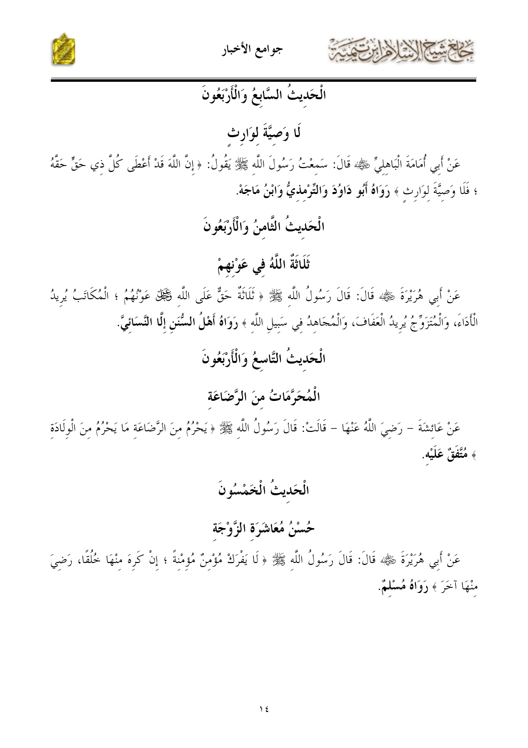## الْحَدِيثُ السَّابِعُ وَالْأَرْبَعُونَ

### لَا وَصِيَّةَ لِوَارِثٍ

عَنْ أَبِي أُمَامَةَ الْبَاهِلِيِّ ﷺ قَالَ: سَمِعْتُ رَسُولَ اللَّهِ ﷺ يَقُولُ: ﴿ إِنَّ اللَّهَ قَدْ أَعْطَى كُلَّ ذِي حَقٍّ حَقَّهُ ؛ فَلَا وَصِيَّةَ لِوَارِثٍ ﴾ **رَوَاهُ أَبُو دَاوُدَ وَالتِّرْمِذِيُّ وَابْنُ مَاجَهْ.**

## الْحَدِيثُ الثَّامِنُ وَالْأَرْبَعُونَ

### ثَلَاثَةٌ اللَّهُ فِي عَوْنِهِمْ

عَنْ أَبِي هُرَيْرَةَ ﷺ قَالَ: قَالَ رَسُولُ اللَّهِ ﷺ ﴿ ثَلَاثَةٌ حَقٌّ عَلَى اللَّهِ ﷻ عَوْنُهُمْ ؛ الْمُكَاتَبُ يُرِيدُ الْأَدَاءَ، وَالْمُتَزَوِّجُ يُرِيدُ الْعَفَافَ، وَالْمُجَاهِدُ فِي سَبِيلِ اللَّهِ ﴾ **رَوَاهُ أَهْلُ السُّنَنِ إِلَّا النَّسَائِيَّ.**

## الْحَدِيثُ التَّاسِعُ وَالْأَرْبَعُونَ

### الْمُحَرَّمَاتُ مِنَ الرَّضَاعَةِ

عَنْ عَائِشَةَ – رَضِيَ اللَّهُ عَنْهَا – قَالَتْ: قَالَ رَسُولُ اللَّهِ ﷺ ﴿ يَحْرُمُ مِنَ الرَّضَاعَةِ مَا يَحْرُمُ مِنَ الْوِلَادَةِ ﴾ **مُتَّفَقٌ عَلَيْهِ.**

## الْحَدِيثُ الْخَمْسُونَ

### حُسْنُ مُعَاشَرَةِ الزَّوْجَةِ

عَنْ أَبِي هُرَيْرَةَ ﷺ قَالَ: قَالَ رَسُولُ اللَّهِ ﷺ ﴿ لَا يَفْرَكْ مُؤْمِنٌ مُؤْمِنَةً ؛ إِنْ كَرِهَ مِنْهَا خُلُقًا، رَضِيَ مِنْهَا آخَرَ ﴾ **رَوَاهُ مُسْلِمٌ.**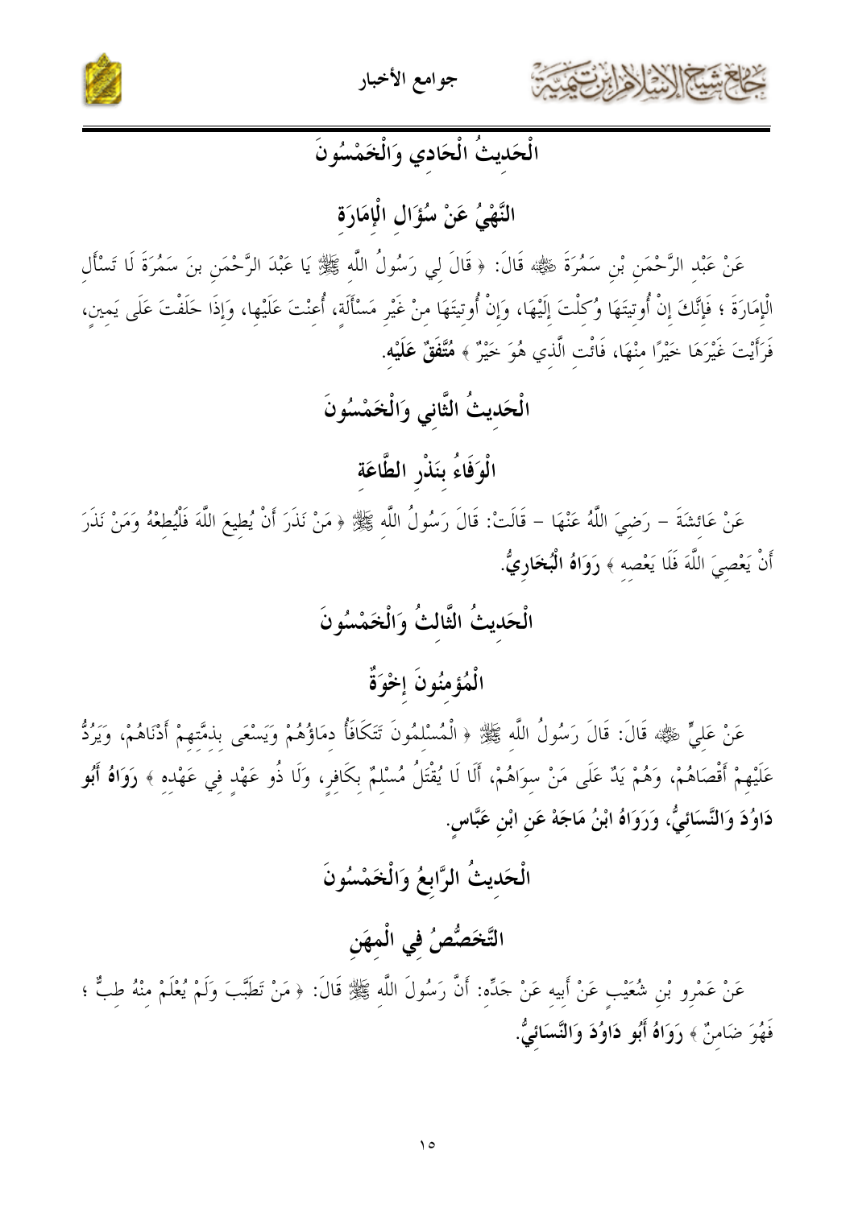## الْحَدِيثُ الْحَادِي وَالْخَمْسُونَ

### النَّهْيُ عَنْ سُؤَالِ الْإِمَارَةِ

عَنْ عَبْدِ الرَّحْمَنِ بْنِ سَمُرَةَ ﷺ قَالَ: ﴿ قَالَ لِي رَسُولُ اللَّهِ ﷺ يَا عَبْدَ الرَّحْمَنِ بنَ سَمُرَةَ لَا تَسْأَلِ الْإِمَارَةَ ؛ فَإِنَّكَ إِنْ أُوتِيتَهَا وُكِلْتَ إِلَيْهَا، وَإِنْ أُوتِيتَهَا مِنْ غَيْرِ مَسْأَلَةٍ، أُعِنْتَ عَلَيْهَا، وَإِذَا حَلَفْتَ عَلَى يَمِينٍ، فَرَأَيْتَ غَيْرَهَا خَيْرًا مِنْهَا، فَائْتِ الَّذِي هُوَ خَيْرٌ ﴾ **مُتَّفَقٌ عَلَيْهِ**.

## الْحَدِيثُ الثَّانِي وَالْخَمْسُونَ

### الْوَفَاءُ بِنَذْرِ الطَّاعَةِ

عَنْ عَائِشَةَ – رَضِيَ اللَّهُ عَنْهَا – قَالَتْ: قَالَ رَسُولُ اللَّهِ ﷺ ﴿ مَنْ نَذَرَ أَنْ يُطِيعَ اللَّهَ فَلْيُطِعْهُ وَمَنْ نَذَرَ أَنْ يَعْصِيَ اللَّهَ فَلَا يَعْصِهِ ﴾ **رَوَاهُ الْبُخَارِيُّ**.

## الْحَدِيثُ الثَّالِثُ وَالْخَمْسُونَ

### الْمُؤْمِنُونَ إِخْوَةٌ

عَنْ عَلِيٍّ ﷺ قَالَ: قَالَ رَسُولُ اللَّهِ ﷺ ﴿ الْمُسْلِمُونَ تَتَكَافَأُ دِمَاؤُهُمْ وَيَسْعَى بِذِمَّتِهِمْ أَدْنَاهُمْ، وَيَرُدُّ عَلَيْهِمْ أَقْصَاهُمْ، وَهُمْ يَدٌ عَلَى مَنْ سِوَاهُمْ، أَلَا لَا يُقْتَلُ مُسْلِمٌ بِكَافِرٍ، وَلَا ذُو عَهْدٍ فِي عَهْدِهِ ﴾ **رَوَاهُ أَبُو دَاوُدَ وَالنَّسَائِيُّ، وَرَوَاهُ ابْنُ مَاجَهْ عَنِ ابْنِ عَبَّاسٍ**.

## الْحَدِيثُ الرَّابِعُ وَالْخَمْسُونَ

### التَّخَصُّصُ فِي الْمِهَنِ

عَنْ عَمْرِو بْنِ شُعَيْبٍ عَنْ أَبِيهِ عَنْ جَدِّهِ: أَنَّ رَسُولَ اللَّهِ ﷺ قَالَ: ﴿ مَنْ تَطَبَّبَ وَلَمْ يُعْلَمْ مِنْهُ طِبٌّ ؛ فَهُوَ ضَامِنٌ ﴾ **رَوَاهُ أَبُو دَاوُدَ وَالنَّسَائِيُّ**.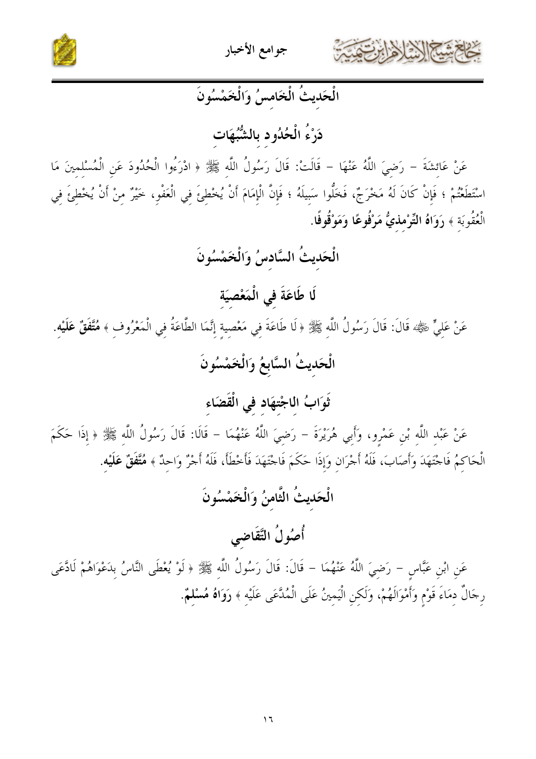## الْحَدِيثُ الْخَامِسُ وَالْخَمْسُونَ

### دَرْءُ الْحُدُودِ بِالشُّبُهَاتِ

عَنْ عَائِشَةَ – رَضِيَ اللَّهُ عَنْهَا – قَالَتْ: قَالَ رَسُولُ اللَّهِ ﷺ ﴿ ادْرَءُوا الْحُدُودَ عَنِ الْمُسْلِمِينَ مَا اسْتَطَعْتُمْ ؛ فَإِنْ كَانَ لَهُ مَخْرَجٌ، فَخَلُّوا سَبِيلَهُ ؛ فَإِنَّ الْإِمَامَ أَنْ يُخْطِئَ فِي الْعَفْوِ، خَيْرٌ مِنْ أَنْ يُخْطِئَ فِي الْعُقُوبَةِ ﴾ **رَوَاهُ التِّرْمِذِيُّ مَرْفُوعًا وَمَوْقُوفًا**.

## الْحَدِيثُ السَّادِسُ وَالْخَمْسُونَ

### لَا طَاعَةَ فِي الْمَعْصِيَةِ

عَنْ عَلِيٍّ ﷺ قَالَ: قَالَ رَسُولُ اللَّهِ ﷺ ﴿ لَا طَاعَةَ فِي مَعْصِيةٍ إِنَّمَا الطَّاعَةُ فِي الْمَعْرُوفِ ﴾ **مُتَّفَقٌ عَلَيْهِ**.

## الْحَدِيثُ السَّابِعُ وَالْخَمْسُونَ

### ثَوَابُ الاجْتِهَادِ فِي الْقَضَاءِ

عَنْ عَبْدِ اللَّهِ بْنِ عَمْرٍو، وَأَبِي هُرَيْرَةَ – رَضِيَ اللَّهُ عَنْهُمَا – قَالَا: قَالَ رَسُولُ اللَّهِ ﷺ ﴿ إِذَا حَكَمَ الْحَاكِمُ فَاجْتَهَدَ وَأَصَابَ، فَلَهُ أَجْرَانِ وَإِذَا حَكَمَ فَاجْتَهَدَ فَأَخْطَأَ، فَلَهُ أَجْرٌ وَاحِدٌ ﴾ **مُتَّفَقٌ عَلَيْهِ**.

## الْحَدِيثُ الثَّامِنُ وَالْخَمْسُونَ

### أُصُولُ التَّقَاضِي

عَنِ ابْنِ عَبَّاسٍ – رَضِيَ اللَّهُ عَنْهُمَا – قَالَ: قَالَ رَسُولُ اللَّهِ ﷺ ﴿ لَوْ يُعْطَى النَّاسُ بِدَعْوَاهُمْ لَادَّعَى رِجَالٌ دِمَاءَ قَوْمٍ وَأَمْوَالَهُمْ، وَلَكِنِ الْيَمِينُ عَلَى الْمُدَّعَى عَلَيْهِ ﴾ **رَوَاهُ مُسْلِمٌ**.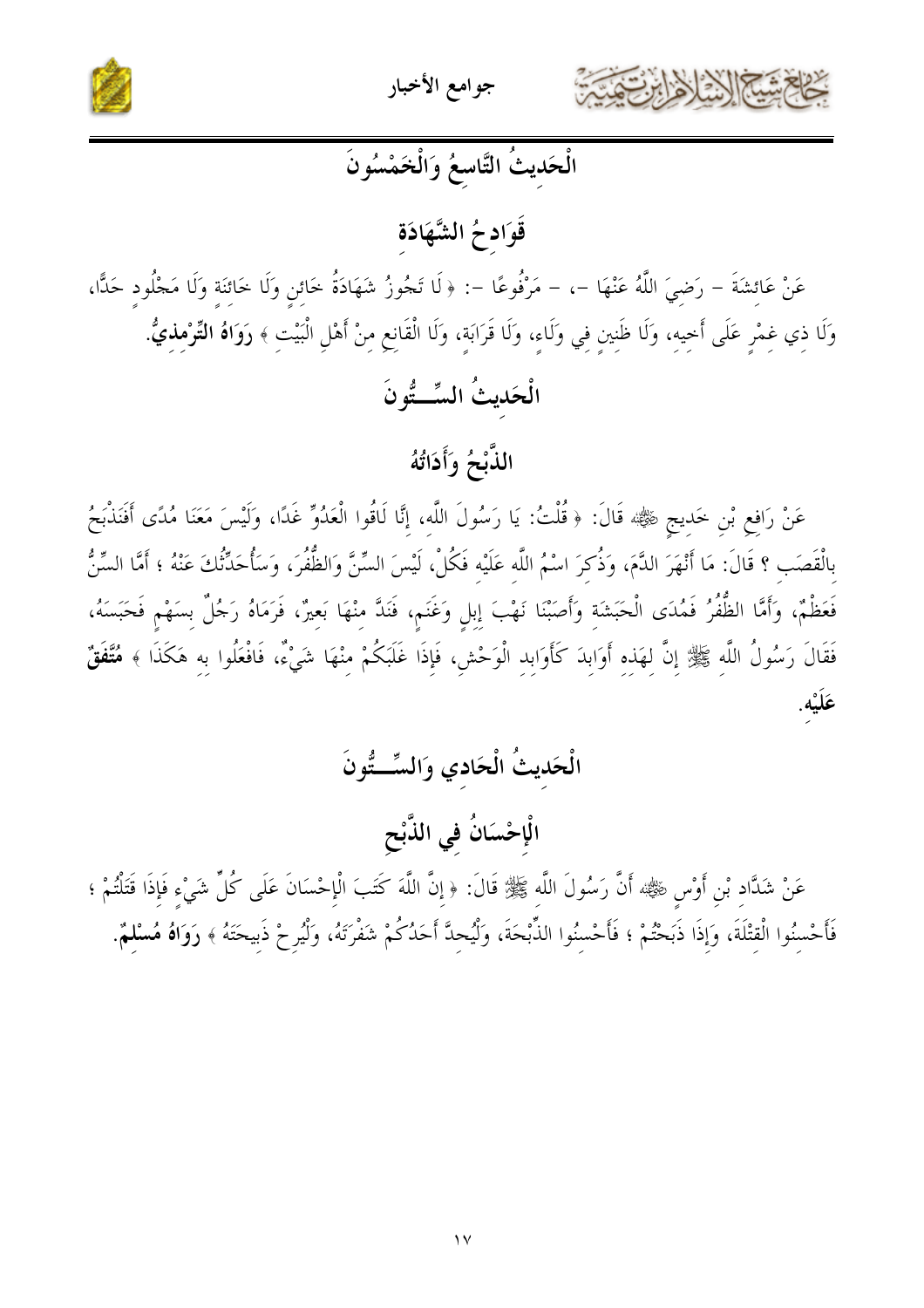## الْحَدِيثُ التَّاسِعُ وَالْخَمْسُونَ

## قَوَادِحُ الشَّهَادَةِ

عَنْ عَائِشَةَ – رَضِيَ اللَّهُ عَنْهَا –، – مَرْفُوعًا –: ﴿ لَا تَجُوزُ شَهَادَةُ خَائِنٍ وَلَا خَائِنَةٍ وَلَا مَجْلُودٍ حَدًّا، وَلَا ذِي غِمْرٍ عَلَى أَخِيهِ، وَلَا ظَنِينٍ فِي وَلَاءٍ، وَلَا قَرَابَةٍ، وَلَا الْقَانِعِ مِنْ أَهْلِ الْبَيْتِ ﴾ **رَوَاهُ التِّرْمِذِيُّ.**

## الْحَدِيثُ السِّـــتُّونَ

## الذَّبْحُ وَأَدَاتُهُ

عَنْ رَافِعِ بْنِ خَدِيجٍ ﷺ قَالَ: ﴿ قُلْتُ: يَا رَسُولَ اللَّهِ، إِنَّا لَاقُوا الْعَدُوِّ غَدًا، وَلَيْسَ مَعَنَا مُدًى أَفَنَذْبَحُ بِالْقَصَبِ ؟ قَالَ: مَا أَنْهَرَ الدَّمَ، وَذُكِرَ اسْمُ اللَّهِ عَلَيْهِ فَكُلْ، لَيْسَ السِّنَّ وَالظُّفُرَ، وَسَأُحَدِّثُكَ عَنْهُ ؛ أَمَّا السِّنُّ فَعَظْمٌ، وَأَمَّا الظُّفُرُ فَمُدَى الْحَبَشَةِ وَأَصَبْنَا نَهْبَ إِبِلٍ وَغَنَمٍ، فَنَدَّ مِنْهَا بَعِيرٌ، فَرَمَاهُ رَجُلٌ بِسَهْمٍ فَحَبَسَهُ، فَقَالَ رَسُولُ اللَّهِ ﷺ إِنَّ لِهَذِهِ أَوَابِدَ كَأَوَابِدِ الْوَحْشِ، فَإِذَا غَلَبَكُمْ مِنْهَا شَيْءٌ، فَافْعَلُوا بِهِ هَكَذَا ﴾ **مُتَّفَقٌ عَلَيْهِ.**

## الْحَدِيثُ الْحَادِي وَالسِّـــتُّونَ

## الْإِحْسَانُ فِي الذَّبْحِ

عَنْ شَدَّادِ بْنِ أَوْسٍ ﷺ أَنَّ رَسُولَ اللَّهِ ﷺ قَالَ: ﴿ إِنَّ اللَّهَ كَتَبَ الْإِحْسَانَ عَلَى كُلِّ شَيْءٍ فَإِذَا قَتَلْتُمْ ؛ فَأَحْسِنُوا الْقِتْلَةَ، وَإِذَا ذَبَحْتُمْ ؛ فَأَحْسِنُوا الذِّبْحَةَ، وَلْيُحِدَّ أَحَدُكُمْ شَفْرَتَهُ، وَلْيُرِحْ ذَبِيحَتَهُ ﴾ **رَوَاهُ مُسْلِمٌ.**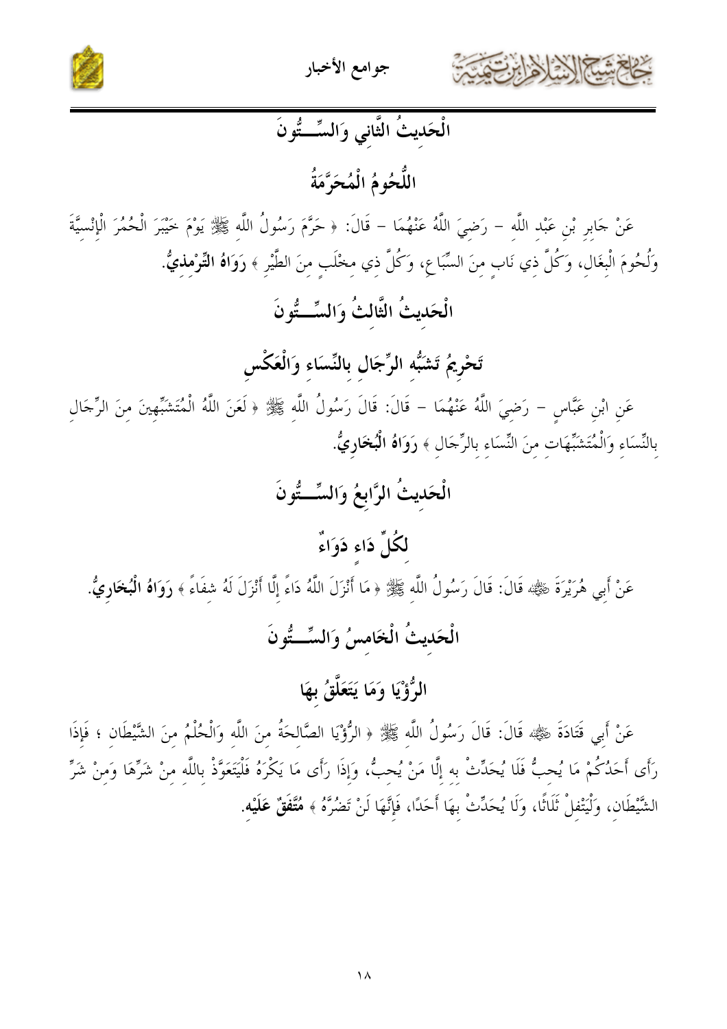## الْحَدِيثُ الثَّانِي وَالسِّـــتُّونَ

### اللُّحُومُ الْمُحَرَّمَةُ

عَنْ جَابِرِ بْنِ عَبْدِ اللَّهِ – رَضِيَ اللَّهُ عَنْهُمَا – قَالَ: ﴿ حَرَّمَ رَسُولُ اللَّهِ ﷺ يَوْمَ خَيْبَرَ الْحُمُرَ الْإِنْسِيَّةَ وَلُحُومَ الْبِغَالِ، وَكُلَّ ذِي نَابٍ مِنَ السِّبَاعِ، وَكُلَّ ذِي مِخْلَبٍ مِنَ الطَّيْرِ ﴾ **رَوَاهُ التِّرْمِذِيُّ.**

## الْحَدِيثُ الثَّالِثُ وَالسِّـــتُّونَ

### تَحْرِيمُ تَشَبُّهِ الرِّجَالِ بِالنِّسَاءِ وَالْعَكْسِ

عَنِ ابْنِ عَبَّاسٍ – رَضِيَ اللَّهُ عَنْهُمَا – قَالَ: قَالَ رَسُولُ اللَّهِ ﷺ ﴿ لَعَنَ اللَّهُ الْمُتَشَبِّهِينَ مِنَ الرِّجَالِ بِالنِّسَاءِ وَالْمُتَشَبِّهَاتِ مِنَ النِّسَاءِ بِالرِّجَالِ ﴾ **رَوَاهُ الْبُخَارِيُّ.**

## الْحَدِيثُ الرَّابِعُ وَالسِّـــتُّونَ

### لِكُلِّ دَاءٍ دَوَاءٌ

عَنْ أَبِي هُرَيْرَةَ ﷺ قَالَ: قَالَ رَسُولُ اللَّهِ ﷺ ﴿ مَا أَنْزَلَ اللَّهُ دَاءً إِلَّا أَنْزَلَ لَهُ شِفَاءً ﴾ **رَوَاهُ الْبُخَارِيُّ.**

## الْحَدِيثُ الْخَامِسُ وَالسِّـــتُّونَ

### الرُّؤْيَا وَمَا يَتَعَلَّقُ بِهَا

عَنْ أَبِي قَتَادَةَ ﷺ قَالَ: قَالَ رَسُولُ اللَّهِ ﷺ ﴿ الرُّؤْيَا الصَّالِحَةُ مِنَ اللَّهِ وَالْحُلْمُ مِنَ الشَّيْطَانِ ؛ فَإِذَا رَأَى أَحَدُكُمْ مَا يُحِبُّ فَلَا يُحَدِّثْ بِهِ إِلَّا مَنْ يُحِبُّ، وَإِذَا رَأَى مَا يَكْرَهُ فَلْيَتَعَوَّذْ بِاللَّهِ مِنْ شَرِّهَا وَمِنْ شَرِّ الشَّيْطَانِ، وَلْيَتْفِلْ ثَلَاثًا، وَلَا يُحَدِّثْ بِهَا أَحَدًا، فَإِنَّهَا لَنْ تَضُرَّهُ ﴾ **مُتَّفَقٌ عَلَيْهِ.**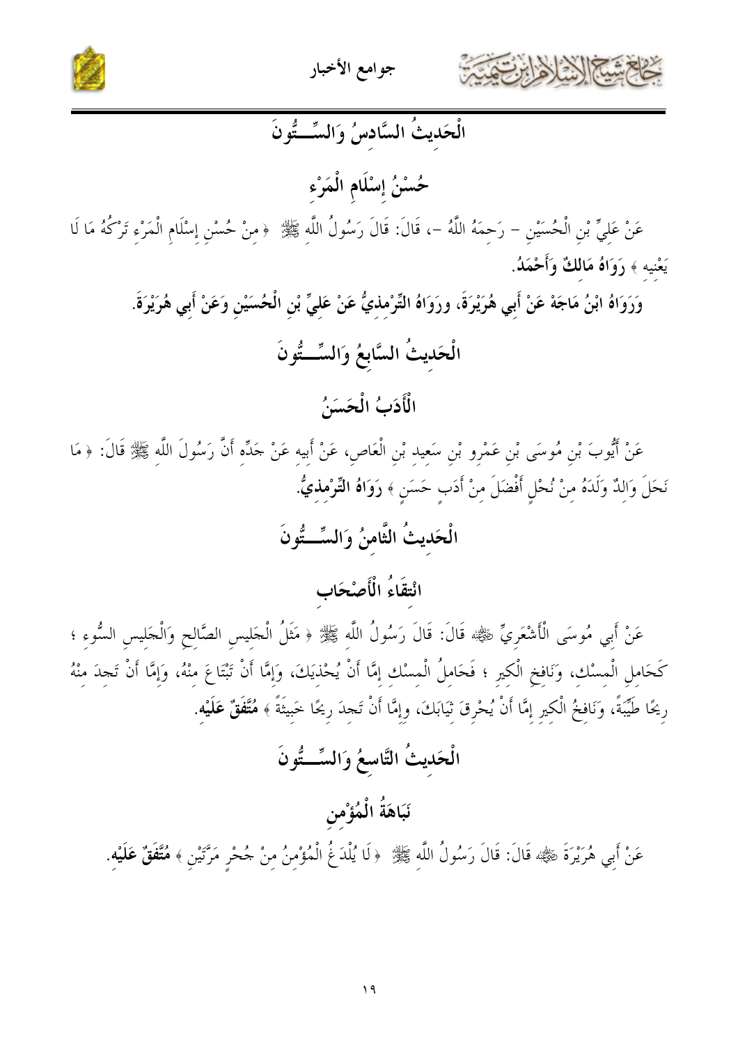## الْحَدِيثُ السَّادِسُ وَالسِّـــتُّونَ

### حُسْنُ إِسْلَامِ الْمَرْءِ

عَنْ عَلِيِّ بْنِ الْحُسَيْنِ – رَحِمَهُ اللَّهُ –، قَالَ: قَالَ رَسُولُ اللَّهِ ﷺ ﴿ مِنْ حُسْنِ إِسْلَامِ الْمَرْءِ تَرْكُهُ مَا لَا يَعْنِيهِ ﴾ **رَوَاهُ مَالِكٌ وَأَحْمَدُ.**

**وَرَوَاهُ ابْنُ مَاجَهْ عَنْ أَبِي هُرَيْرَةَ، وروَاهُ التِّرْمِذِيُّ عَنْ عَلِيِّ بْنِ الْحُسَيْنِ وَعَنْ أَبِي هُرَيْرَةَ.**

## الْحَدِيثُ السَّابِعُ وَالسِّـــتُّونَ

### الْأَدَبُ الْحَسَنُ

عَنْ أَيُّوبَ بْنِ مُوسَى بْنِ عَمْرِو بْنِ سَعِيدِ بْنِ الْعَاصِ، عَنْ أَبِيهِ عَنْ جَدِّهِ أَنَّ رَسُولَ اللَّهِ ﷺ قَالَ: ﴿ مَا نَحَلَ وَالِدٌ وَلَدَهُ مِنْ نُحْلٍ أَفْضَلَ مِنْ أَدَبٍ حَسَنٍ ﴾ **رَوَاهُ التِّرْمِذِيُّ.**

## الْحَدِيثُ الثَّامِنُ وَالسِّـــتُّونَ

### انْتِقَاءُ الْأَصْحَابِ

عَنْ أَبِي مُوسَى الْأَشْعَرِيِّ ﷺ قَالَ: قَالَ رَسُولُ اللَّهِ ﷺ ﴿ مَثَلُ الْجَلِيسِ الصَّالِحِ وَالْجَلِيسِ السُّوءِ ؛ كَحَامِلِ الْمِسْكِ، وَنَافِخِ الْكِيرِ ؛ فَحَامِلُ الْمِسْكِ إِمَّا أَنْ يُحْذِيَكَ، وَإِمَّا أَنْ تَبْتَاعَ مِنْهُ، وَإِمَّا أَنْ تَجِدَ مِنْهُ رِيحًا طَيِّبَةً، وَنَافِخُ الْكِيرِ إِمَّا أَنْ يُحْرِقَ ثِيَابَكَ، وَإِمَّا أَنْ تَجِدَ رِيحًا خَبِيثَةً ﴾ **مُتَّفَقٌ عَلَيْهِ.**

## الْحَدِيثُ التَّاسِعُ وَالسِّـــتُّونَ

### نَبَاهَةُ الْمُؤْمِنِ

عَنْ أَبِي هُرَيْرَةَ ﷺ قَالَ: قَالَ رَسُولُ اللَّهِ ﷺ ﴿ لَا يُلْدَغُ الْمُؤْمِنُ مِنْ جُحْرٍ مَرَّتَيْنِ ﴾ **مُتَّفَقٌ عَلَيْهِ.**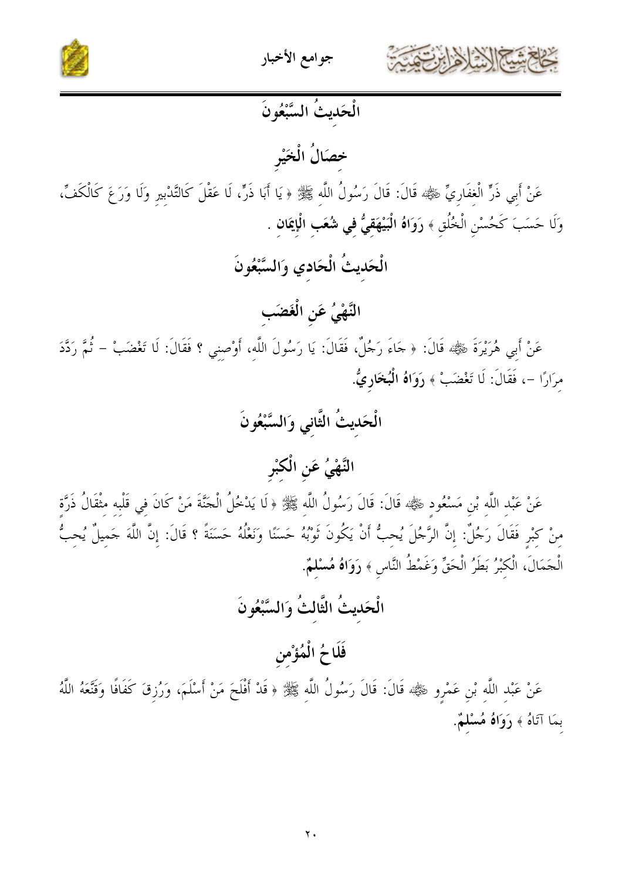## الْحَدِيثُ السَّبْعُونَ

## خِصَالُ الْخَيْرِ

عَنْ أَبِي ذَرٍّ الْغِفَارِيِّ ﷺ قَالَ: قَالَ رَسُولُ اللَّهِ ﷺ ﴿ يَا أَبَا ذَرٍّ، لَا عَقْلَ كَالتَّدْبِيرِ وَلَا وَرَعَ كَالْكَفِّ، وَلَا حَسَبَ كَحُسْنِ الْخُلُقِ ﴾ **رَوَاهُ الْبَيْهَقِيُّ فِي شُعَبِ الْإِيمَانِ** .

## الْحَدِيثُ الْحَادِي وَالسَّبْعُونَ

## النَّهْيُ عَنِ الْغَضَبِ

عَنْ أَبِي هُرَيْرَةَ ﷺ قَالَ: ﴿ جَاءَ رَجُلٌ، فَقَالَ: يَا رَسُولَ اللَّهِ، أَوْصِنِي ؟ فَقَالَ: لَا تَغْضَبْ – ثُمَّ رَدَّدَ مِرَارًا –، فَقَالَ: لَا تَغْضَبْ ﴾ **رَوَاهُ الْبُخَارِيُّ**.

## الْحَدِيثُ الثَّانِي وَالسَّبْعُونَ

## النَّهْيُ عَنِ الْكِبْرِ

عَنْ عَبْدِ اللَّهِ بْنِ مَسْعُودٍ ﷺ قَالَ: قَالَ رَسُولُ اللَّهِ ﷺ ﴿ لَا يَدْخُلُ الْجَنَّةَ مَنْ كَانَ فِي قَلْبِهِ مِثْقَالُ ذَرَّةٍ مِنْ كِبْرٍ فَقَالَ رَجُلٌ: إِنَّ الرَّجُلَ يُحِبُّ أَنْ يَكُونَ ثَوْبُهُ حَسَنًا وَنَعْلُهُ حَسَنَةً ؟ قَالَ: إِنَّ اللَّهَ جَمِيلٌ يُحِبُّ الْجَمَالَ، الْكِبْرُ بَطَرُ الْحَقِّ وَغَمْطُ النَّاسِ ﴾ **رَوَاهُ مُسْلِمٌ**.

## الْحَدِيثُ الثَّالِثُ وَالسَّبْعُونَ

## فَلَاحُ الْمُؤْمِنِ

عَنْ عَبْدِ اللَّهِ بْنِ عَمْرٍو ﷺ قَالَ: قَالَ رَسُولُ اللَّهِ ﷺ ﴿ قَدْ أَفْلَحَ مَنْ أَسْلَمَ، وَرُزِقَ كَفَافًا وَقَنَّعَهُ اللَّهُ بِمَا آتَاهُ ﴾ **رَوَاهُ مُسْلِمٌ**.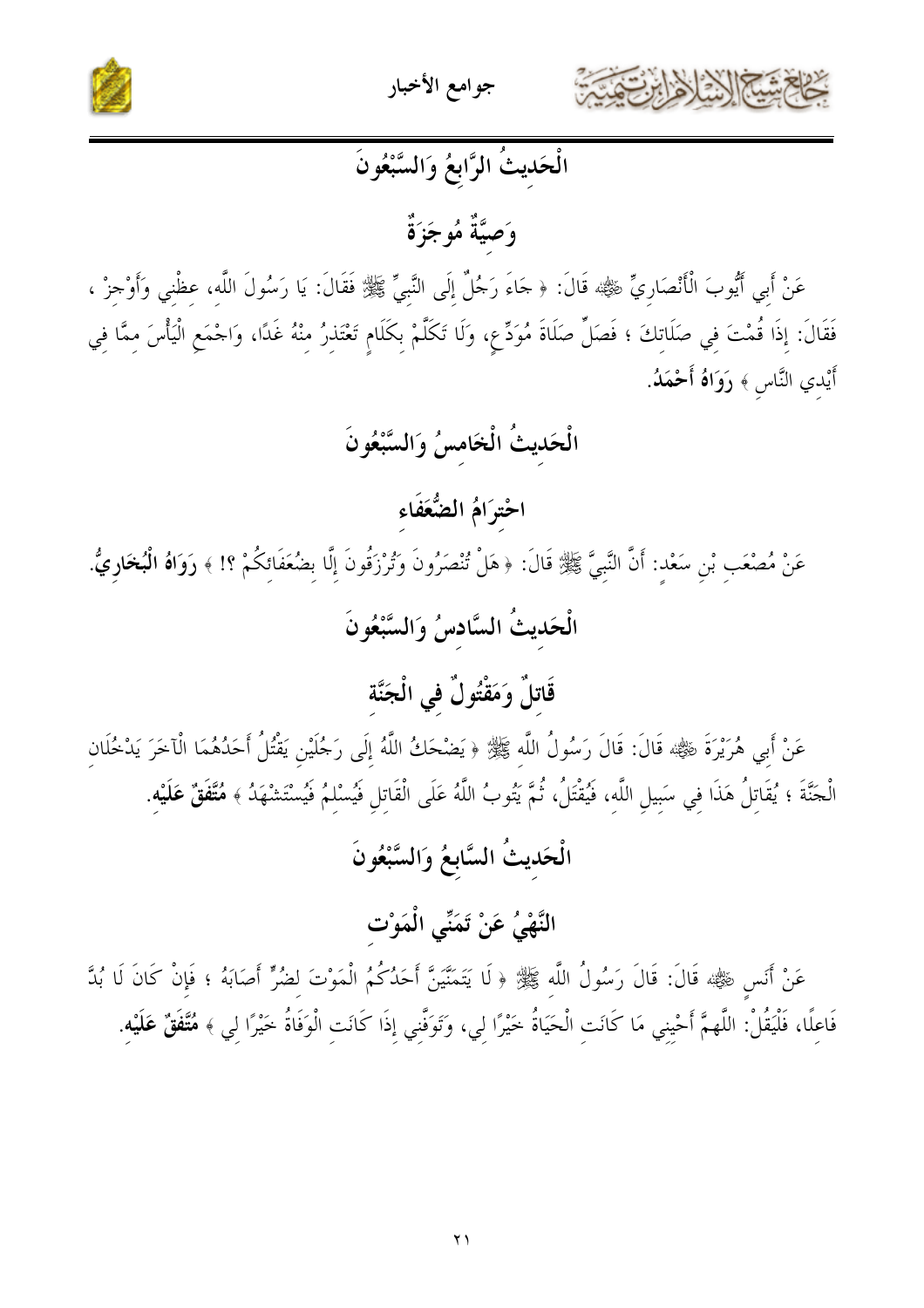## الْحَدِيثُ الرَّابِعُ وَالسَّبْعُونَ

### وَصِيَّةٌ مُوجَزَةٌ

عَنْ أَبِي أَيُّوبَ الْأَنْصَارِيِّ ﷺ قَالَ: ﴿ جَاءَ رَجُلٌ إِلَى النَّبِيِّ ﷺ فَقَالَ: يَا رَسُولَ اللَّهِ، عِظْنِي وَأَوْجِزْ ، فَقَالَ: إِذَا قُمْتَ فِي صَلَاتِكَ ؛ فَصَلِّ صَلَاةَ مُوَدِّعٍ، وَلَا تَكَلَّمْ بِكَلَامٍ تَعْتَذِرُ مِنْهُ غَدًا، وَاجْمَعِ الْيَأْسَ مِمَّا فِي أَيْدِي النَّاسِ ﴾ **رَوَاهُ أَحْمَدُ**.

## الْحَدِيثُ الْخَامِسُ وَالسَّبْعُونَ

### احْتِرَامُ الضُّعَفَاءِ

عَنْ مُصْعَبِ بْنِ سَعْدٍ: أَنَّ النَّبِيَّ ﷺ قَالَ: ﴿ هَلْ تُنْصَرُونَ وَتُرْزَقُونَ إِلَّا بِضُعَفَائِكُمْ ؟! ﴾ **رَوَاهُ الْبُخَارِيُّ**.

## الْحَدِيثُ السَّادِسُ وَالسَّبْعُونَ

### قَاتِلٌ وَمَقْتُولٌ فِي الْجَنَّةِ

عَنْ أَبِي هُرَيْرَةَ ﷺ قَالَ: قَالَ رَسُولُ اللَّهِ ﷺ ﴿ يَضْحَكُ اللَّهُ إِلَى رَجُلَيْنِ يَقْتُلُ أَحَدُهُمَا الْآخَرَ يَدْخُلَانِ الْجَنَّةَ ؛ يُقَاتِلُ هَذَا فِي سَبِيلِ اللَّهِ، فَيُقْتَلُ، ثُمَّ يَتُوبُ اللَّهُ عَلَى الْقَاتِلِ فَيُسْلِمُ فَيُسْتَشْهَدُ ﴾ **مُتَّفَقٌ عَلَيْهِ**.

## الْحَدِيثُ السَّابِعُ وَالسَّبْعُونَ

### النَّهْيُ عَنْ تَمَنِّي الْمَوْتِ

عَنْ أَنَسٍ ﷺ قَالَ: قَالَ رَسُولُ اللَّهِ ﷺ ﴿ لَا يَتَمَنَّيَنَّ أَحَدُكُمُ الْمَوْتَ لِضُرٍّ أَصَابَهُ ؛ فَإِنْ كَانَ لَا بُدَّ فَاعِلًا، فَلْيَقُلْ: اللَّهمَّ أَحْيِنِي مَا كَانَتِ الْحَيَاةُ خَيْرًا لِي، وَتَوَفَّنِي إِذَا كَانَتِ الْوَفَاةُ خَيْرًا لِي ﴾ **مُتَّفَقٌ عَلَيْهِ**.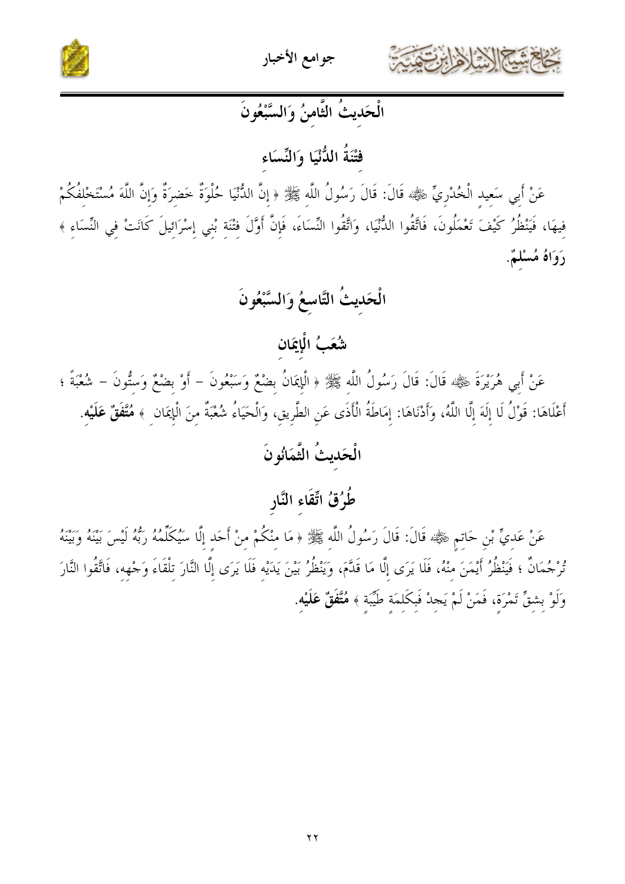## الْحَدِيثُ الثَّامِنُ وَالسَّبْعُونَ

### فِتْنَةُ الدُّنْيَا وَالنِّسَاءِ

عَنْ أَبِي سَعِيدٍ الْخُدْرِيِّ ﷺ قَالَ: قَالَ رَسُولُ اللَّهِ ﷺ ﴿ إِنَّ الدُّنْيَا حُلْوَةٌ خَضِرَةٌ وَإِنَّ اللَّهَ مُسْتَخْلِفُكُمْ فِيهَا، فَيَنْظُرُ كَيْفَ تَعْمَلُونَ، فَاتَّقُوا الدُّنْيَا، وَاتَّقُوا النِّسَاءَ، فَإِنَّ أَوَّلَ فِتْنَةِ بَنِي إِسْرَائِيلَ كَانَتْ فِي النِّسَاءِ ﴾ **رَوَاهُ مُسْلِمٌ**.

## الْحَدِيثُ التَّاسِعُ وَالسَّبْعُونَ

### شُعَبُ الْإِيمَانِ

عَنْ أَبِي هُرَيْرَةَ ﷺ قَالَ: قَالَ رَسُولُ اللَّهِ ﷺ ﴿ الْإِيمَانُ بِضْعٌ وَسَبْعُونَ – أَوْ بِضْعٌ وَسِتُّونَ – شُعْبَةً ؛ أَعْلَاهَا: قَوْلُ لَا إِلَهَ إِلَّا اللَّهُ، وَأَدْنَاهَا: إِمَاطَةُ الْأَذَى عَنِ الطَّرِيقِ، وَالْحَيَاءُ شُعْبَةٌ مِنَ الْإِيمَانِ ﴾ **مُتَّفَقٌ عَلَيْهِ**.

## الْحَدِيثُ الثَّمَانُونَ

### طُرُقُ اتِّقَاءِ النَّارِ

عَنْ عَدِيِّ بْنِ حَاتِمٍ ﷺ قَالَ: قَالَ رَسُولُ اللَّهِ ﷺ ﴿ مَا مِنْكُمْ مِنْ أَحَدٍ إِلَّا سَيُكَلِّمُهُ رَبُّهُ لَيْسَ بَيْنَهُ وَبَيْنَهُ تُرْجُمَانٌ ؛ فَيَنْظُرُ أَيْمَنَ مِنْهُ، فَلَا يَرَى إِلَّا مَا قَدَّمَ، وَيَنْظُرُ بَيْنَ يَدَيْهِ فَلَا يَرَى إِلَّا النَّارَ تِلْقَاءَ وَجْهِهِ، فَاتَّقُوا النَّارَ وَلَوْ بِشِقِّ تَمْرَةٍ، فَمَنْ لَمْ يَجِدْ فَبِكَلِمَةٍ طَيِّبَةٍ ﴾ **مُتَّفَقٌ عَلَيْهِ**.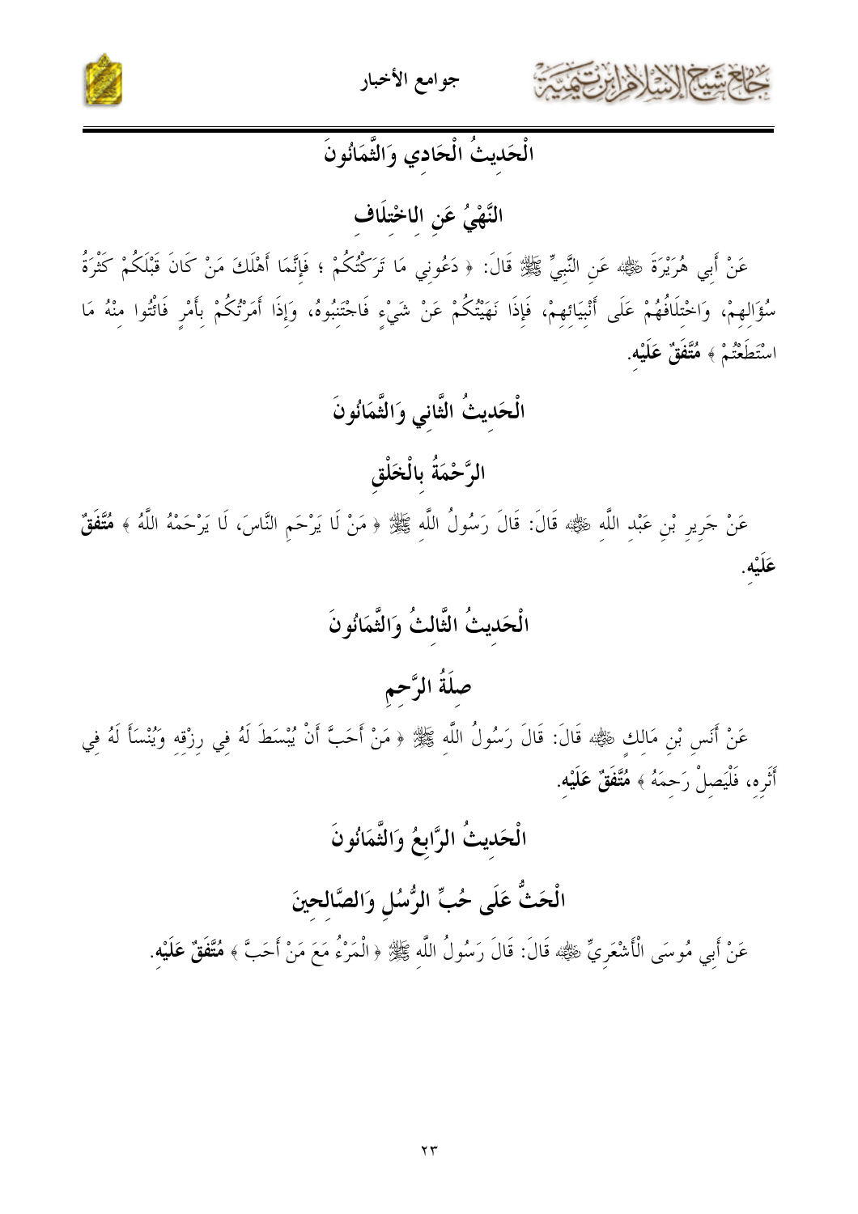## الْحَدِيثُ الْحَادِي وَالثَّمَانُونَ

## النَّهْيُ عَنِ الاخْتِلَافِ

عَنْ أَبِي هُرَيْرَةَ ﷺ عَنِ النَّبِيِّ ﷺ قَالَ: « دَعُونِي مَا تَرَكْتُكُمْ ؛ فَإِنَّمَا أَهْلَكَ مَنْ كَانَ قَبْلَكُمْ كَثْرَةُ سُؤَالِهِمْ، وَاخْتِلَافُهُمْ عَلَى أَنْبِيَائِهِمْ، فَإِذَا نَهَيْتُكُمْ عَنْ شَيْءٍ فَاجْتَنِبُوهُ، وَإِذَا أَمَرْتُكُمْ بِأَمْرٍ فَائْتُوا مِنْهُ مَا اسْتَطَعْتُمْ » **مُتَّفَقٌ عَلَيْهِ.**

## الْحَدِيثُ الثَّانِي وَالثَّمَانُونَ

## الرَّحْمَةُ بِالْخَلْقِ

عَنْ جَرِيرِ بْنِ عَبْدِ اللَّهِ ﷺ قَالَ: قَالَ رَسُولُ اللَّهِ ﷺ « مَنْ لَا يَرْحَمِ النَّاسَ، لَا يَرْحَمْهُ اللَّهُ » **مُتَّفَقٌ عَلَيْهِ.**

## الْحَدِيثُ الثَّالِثُ وَالثَّمَانُونَ

## صِلَةُ الرَّحِمِ

عَنْ أَنَسِ بْنِ مَالِكٍ ﷺ قَالَ: قَالَ رَسُولُ اللَّهِ ﷺ « مَنْ أَحَبَّ أَنْ يُبْسَطَ لَهُ فِي رِزْقِهِ وَيُنْسَأَ لَهُ فِي أَثَرِهِ، فَلْيَصِلْ رَحِمَهُ » **مُتَّفَقٌ عَلَيْهِ.**

## الْحَدِيثُ الرَّابِعُ وَالثَّمَانُونَ

## الْحَثُّ عَلَى حُبِّ الرُّسُلِ وَالصَّالِحِينَ

عَنْ أَبِي مُوسَى الْأَشْعَرِيِّ ﷺ قَالَ: قَالَ رَسُولُ اللَّهِ ﷺ « الْمَرْءُ مَعَ مَنْ أَحَبَّ » **مُتَّفَقٌ عَلَيْهِ.**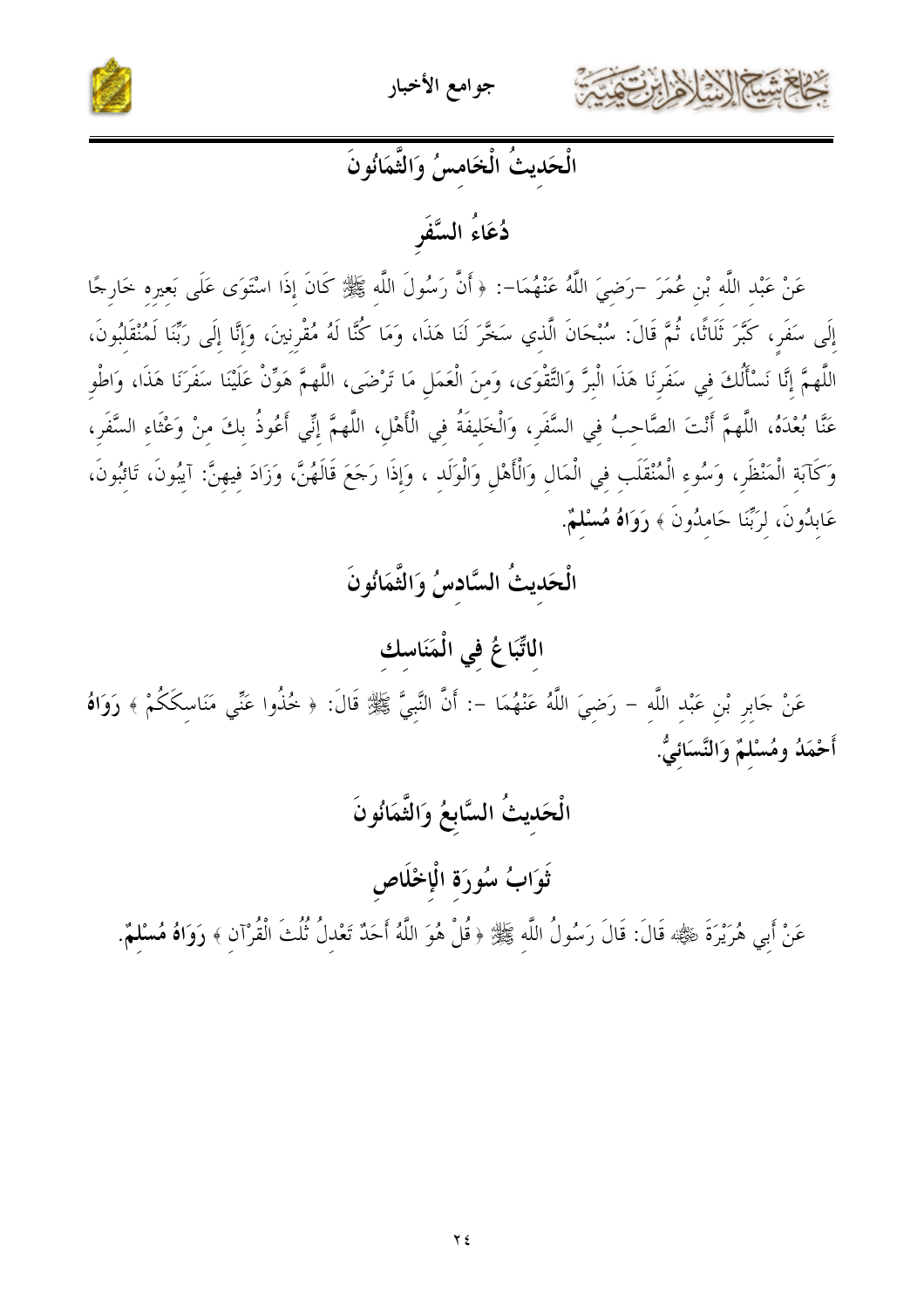## الْحَدِيثُ الْخَامِسُ وَالثَّمَانُونَ

### دُعَاءُ السَّفَرِ

عَنْ عَبْدِ اللَّهِ بْنِ عُمَرَ -رَضِيَ اللَّهُ عَنْهُمَا-: ﴿ أَنَّ رَسُولَ اللَّهِ ﷺ كَانَ إِذَا اسْتَوَى عَلَى بَعِيرِهِ خَارِجًا إِلَى سَفَرٍ، كَبَّرَ ثَلَاثًا، ثُمَّ قَالَ: سُبْحَانَ الَّذِي سَخَّرَ لَنَا هَذَا، وَمَا كُنَّا لَهُ مُقْرِنِينَ، وَإِنَّا إِلَى رَبِّنَا لَمُنْقَلِبُونَ، اللَّهمَّ إِنَّا نَسْأَلُكَ فِي سَفَرِنَا هَذَا الْبِرَّ وَالتَّقْوَى، وَمِنَ الْعَمَلِ مَا تَرْضَى، اللَّهمَّ هَوِّنْ عَلَيْنَا سَفَرَنَا هَذَا، وَاطْوِ عَنَّا بُعْدَهُ، اللَّهمَّ أَنْتَ الصَّاحِبُ فِي السَّفَرِ، وَالْخَلِيفَةُ فِي الْأَهْلِ، اللَّهمَّ إِنِّي أَعُوذُ بِكَ مِنْ وَعْثَاءِ السَّفَرِ، وَكَآبَةِ الْمَنْظَرِ، وَسُوءِ الْمُنْقَلَبِ فِي الْمَالِ وَالْأَهْلِ وَالْوَلَدِ ، وَإِذَا رَجَعَ قَالَهُنَّ، وَزَادَ فِيهِنَّ: آيِبُونَ، تَائِبُونَ، عَابِدُونَ، لِرَبِّنَا حَامِدُونَ ﴾ **رَوَاهُ مُسْلِمٌ**.

## الْحَدِيثُ السَّادِسُ وَالثَّمَانُونَ

### الِاتِّبَاعُ فِي الْمَنَاسِكِ

عَنْ جَابِرِ بْنِ عَبْدِ اللَّهِ – رَضِيَ اللَّهُ عَنْهُمَا -: أَنَّ النَّبِيَّ ﷺ قَالَ: ﴿ خُذُوا عَنِّي مَنَاسِكَكُمْ ﴾ **رَوَاهُ أَحْمَدُ وَمُسْلِمٌ وَالنَّسَائِيُّ**.

## الْحَدِيثُ السَّابِعُ وَالثَّمَانُونَ

### ثَوَابُ سُورَةِ الْإِخْلَاصِ

عَنْ أَبِي هُرَيْرَةَ ﷺ قَالَ: قَالَ رَسُولُ اللَّهِ ﷺ ﴿ قُلْ هُوَ اللَّهُ أَحَدٌ تَعْدِلُ ثُلُثَ الْقُرْآنِ ﴾ **رَوَاهُ مُسْلِمٌ**.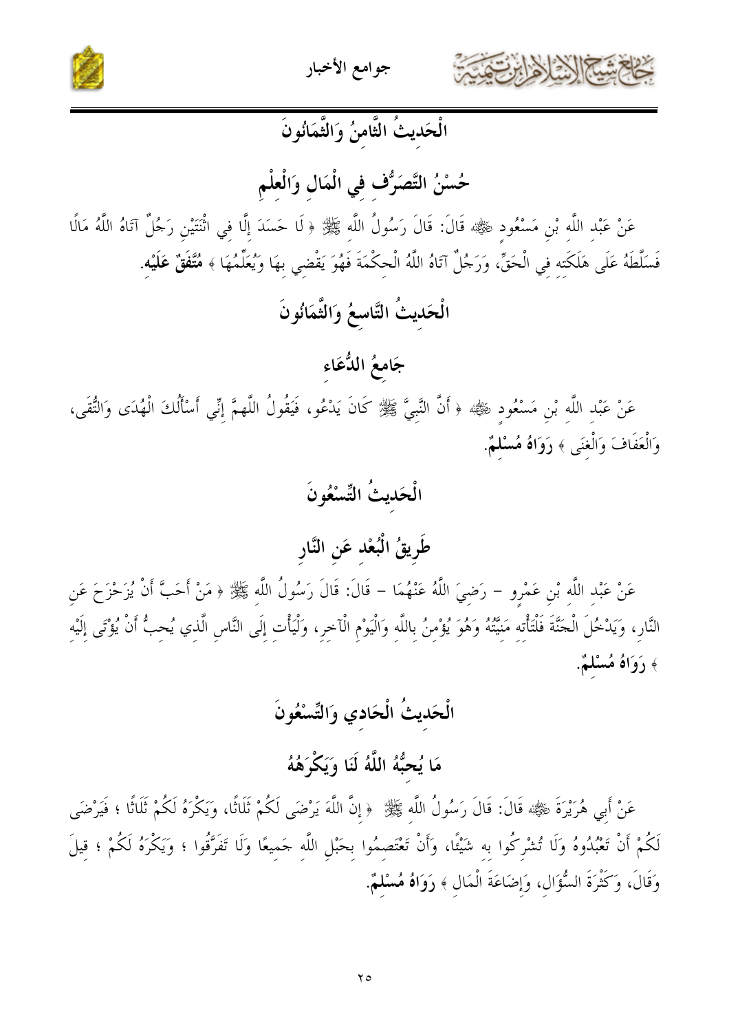## الْحَدِيثُ الثَّامِنُ وَالثَّمَانُونَ

## حُسْنُ التَّصَرُّفِ فِي الْمَالِ وَالْعِلْمِ

عَنْ عَبْدِ اللَّهِ بْنِ مَسْعُودٍ ﷺ قَالَ: قَالَ رَسُولُ اللَّهِ ﷺ ﴿ لَا حَسَدَ إِلَّا فِي اثْنَتَيْنِ رَجُلٌ آتَاهُ اللَّهُ مَالًا فَسَلَّطَهُ عَلَى هَلَكَتِهِ فِي الْحَقِّ، وَرَجُلٌ آتَاهُ اللَّهُ الْحِكْمَةَ فَهُوَ يَقْضِي بِهَا وَيُعَلِّمُهَا ﴾ **مُتَّفَقٌ عَلَيْهِ**.

## الْحَدِيثُ التَّاسِعُ وَالثَّمَانُونَ

## جَامِعُ الدُّعَاءِ

عَنْ عَبْدِ اللَّهِ بْنِ مَسْعُودٍ ﷺ ﴿ أَنَّ النَّبِيَّ ﷺ كَانَ يَدْعُو، فَيَقُولُ اللَّهُمَّ إِنِّي أَسْأَلُكَ الْهُدَى وَالتُّقَى، وَالْعَفَافَ وَالْغِنَى ﴾ **رَوَاهُ مُسْلِمٌ**.

## الْحَدِيثُ التِّسْعُونَ

## طَرِيقُ الْبُعْدِ عَنِ النَّارِ

عَنْ عَبْدِ اللَّهِ بْنِ عَمْرٍو – رَضِيَ اللَّهُ عَنْهُمَا – قَالَ: قَالَ رَسُولُ اللَّهِ ﷺ ﴿ مَنْ أَحَبَّ أَنْ يُزَحْزَحَ عَنِ النَّارِ، وَيَدْخُلَ الْجَنَّةَ فَلْتَأْتِهِ مَنِيَّتُهُ وَهُوَ يُؤْمِنُ بِاللَّهِ وَالْيَوْمِ الْآخِرِ، وَلْيَأْتِ إِلَى النَّاسِ الَّذِي يُحِبُّ أَنْ يُؤْتَى إِلَيْهِ ﴾ **رَوَاهُ مُسْلِمٌ**.

## الْحَدِيثُ الْحَادِي وَالتِّسْعُونَ

## مَا يُحِبُّهُ اللَّهُ لَنَا وَيَكْرَهُهُ

عَنْ أَبِي هُرَيْرَةَ ﷺ قَالَ: قَالَ رَسُولُ اللَّهِ ﷺ ﴿ إِنَّ اللَّهَ يَرْضَى لَكُمْ ثَلَاثًا، وَيَكْرَهُ لَكُمْ ثَلَاثًا ؛ فَيَرْضَى لَكُمْ أَنْ تَعْبُدُوهُ وَلَا تُشْرِكُوا بِهِ شَيْئًا، وَأَنْ تَعْتَصِمُوا بِحَبْلِ اللَّهِ جَمِيعًا وَلَا تَفَرَّقُوا ؛ وَيَكْرَهُ لَكُمْ ؛ قِيلَ وَقَالَ، وَكَثْرَةَ السُّؤَالِ، وَإِضَاعَةَ الْمَالِ ﴾ **رَوَاهُ مُسْلِمٌ**.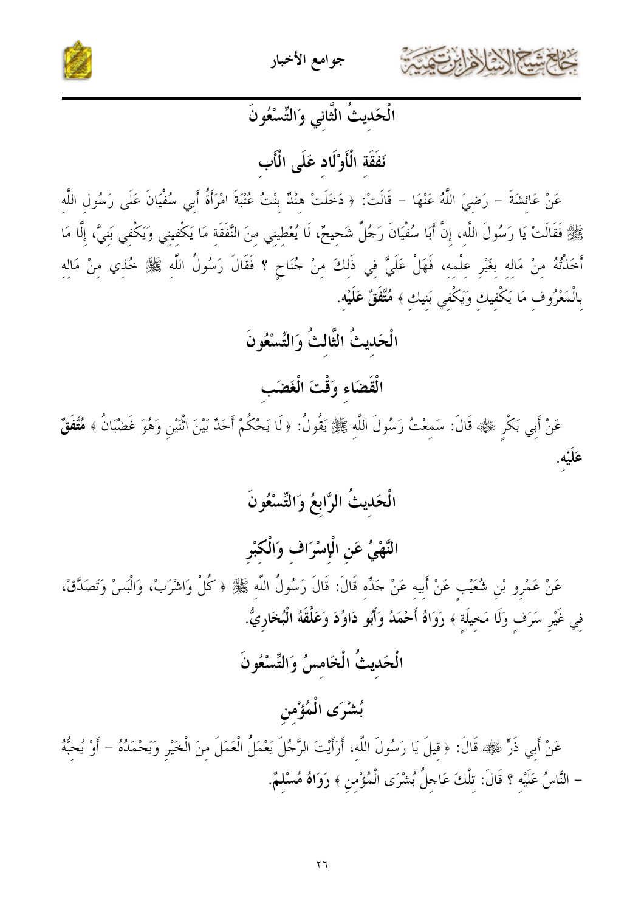## الْحَدِيثُ الثَّانِي وَالتِّسْعُونَ

## نَفَقَة الْأَوْلَاد عَلَى الْأَبِ

عَنْ عَائِشَةَ – رَضِيَ اللَّهُ عَنْهَا – قَالَتْ: ﴿ دَخَلَتْ هِنْدٌ بِنْتُ عُتْبَةَ امْرَأَةُ أَبِي سُفْيَانَ عَلَى رَسُولِ اللَّهِ ﷺ فَقَالَتْ يَا رَسُولَ اللَّهِ، إنَّ أَبَا سُفْيَانَ رَجُلٌ شَحِيحٌ، لَا يُعْطِينِي مِنَ النَّفَقَةِ مَا يَكْفِينِي وَيَكْفِي بَنِيَّ، إلَّا مَا أَخَذْتُهُ مِنْ مَالِهِ بِغَيْرِ عِلْمِهِ، فَهَلْ عَلَيَّ فِي ذَلِكَ مِنْ جُنَاحٍ ؟ فَقَالَ رَسُولُ اللَّهِ ﷺ خُذِي مِنْ مَالِهِ بِالْمَعْرُوفِ مَا يَكْفِيكِ وَيَكْفِي بَنِيكِ ﴾ **مُتَّفَقٌ عَلَيْهِ.**

## الْحَدِيثُ الثَّالِثُ وَالتِّسْعُونَ

## الْقَضَاء وَقْتَ الْغَضَبِ

عَنْ أَبِي بَكْرٍ ﷺ قَالَ: سَمِعْتُ رَسُولَ اللَّهِ ﷺ يَقُولُ: ﴿ لَا يَحْكُمْ أَحَدٌ بَيْنَ اثْنَيْنِ وَهُوَ غَضْبَانُ ﴾ **مُتَّفَقٌ عَلَيْهِ.**

## الْحَدِيثُ الرَّابِعُ وَالتِّسْعُونَ

## النَّهْيُ عَنِ الْإِسْرَافِ وَالْكِبْرِ

عَنْ عَمْرِو بْنِ شُعَيْبٍ عَنْ أَبِيهِ عَنْ جَدِّهِ قَالَ: قَالَ رَسُولُ اللَّهِ ﷺ ﴿ كُلْ وَاشْرَبْ، وَالْبَسْ وَتَصَدَّقْ، فِي غَيْرِ سَرَفٍ وَلَا مَخِيلَةٍ ﴾ **رَوَاهُ أَحْمَدُ وَأَبُو دَاوُدَ وَعَلَّقَهُ الْبُخَارِيُّ.**

## الْحَدِيثُ الْخَامِسُ وَالتِّسْعُونَ

## بُشْرَى الْمُؤْمِنِ

عَنْ أَبِي ذَرٍّ ﷺ قَالَ: ﴿ قِيلَ يَا رَسُولَ اللَّهِ، أَرَأَيْتَ الرَّجُلَ يَعْمَلُ الْعَمَلَ مِنَ الْخَيْرِ وَيَحْمَدُهُ – أَوْ يُحِبُّهُ – النَّاسُ عَلَيْهِ ؟ قَالَ: تِلْكَ عَاجِلُ بُشْرَى الْمُؤْمِنِ ﴾ **رَوَاهُ مُسْلِمٌ.**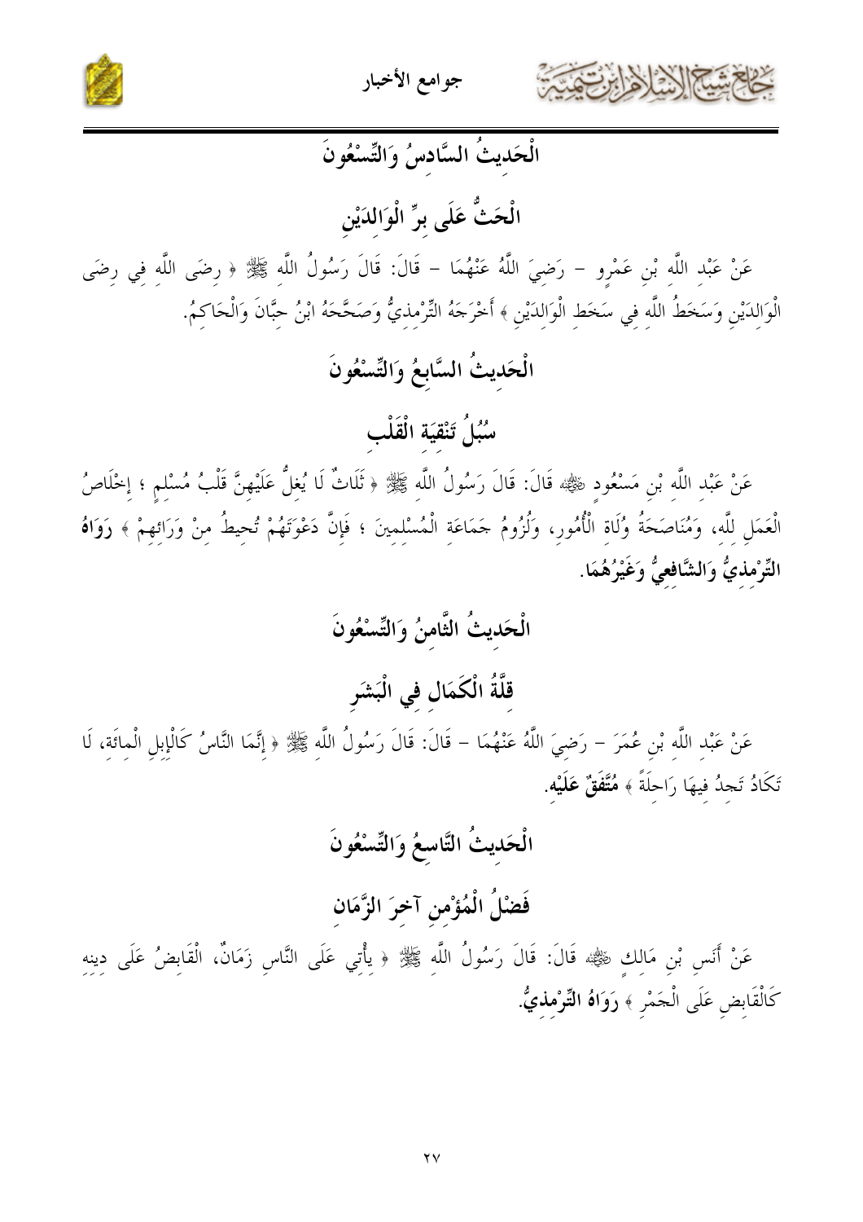## الْحَدِيثُ السَّادِسُ وَالتِّسْعُونَ

## الْحَثُّ عَلَى بِرِّ الْوَالِدَيْنِ

عَنْ عَبْدِ اللَّهِ بْنِ عَمْرٍو – رَضِيَ اللَّهُ عَنْهُمَا – قَالَ: قَالَ رَسُولُ اللَّهِ ﷺ « رِضَى اللَّهِ فِي رِضَى الْوَالِدَيْنِ وَسَخَطُ اللَّهِ فِي سَخَطِ الْوَالِدَيْنِ » أَخْرَجَهُ التِّرْمِذِيُّ وَصَحَّحَهُ ابْنُ حِبَّانَ وَالْحَاكِمُ.

## الْحَدِيثُ السَّابِعُ وَالتِّسْعُونَ

## سُبُلُ تَنْقِيَةِ الْقَلْبِ

عَنْ عَبْدِ اللَّهِ بْنِ مَسْعُودٍ ﷺ قَالَ: قَالَ رَسُولُ اللَّهِ ﷺ « ثَلَاثٌ لَا يُغِلُّ عَلَيْهِنَّ قَلْبُ مُسْلِمٍ ؛ إِخْلَاصُ الْعَمَلِ لِلَّهِ، وَمُنَاصَحَةُ وُلَاةِ الْأُمُورِ، وَلُزُومُ جَمَاعَةِ الْمُسْلِمِينَ ؛ فَإِنَّ دَعْوَتَهُمْ تُحِيطُ مِنْ وَرَائِهِمْ » **رَوَاهُ التِّرْمِذِيُّ وَالشَّافِعِيُّ وَغَيْرُهُمَا**.

## الْحَدِيثُ الثَّامِنُ وَالتِّسْعُونَ

## قِلَّةُ الْكَمَالِ فِي الْبَشَرِ

عَنْ عَبْدِ اللَّهِ بْنِ عُمَرَ – رَضِيَ اللَّهُ عَنْهُمَا – قَالَ: قَالَ رَسُولُ اللَّهِ ﷺ « إِنَّمَا النَّاسُ كَالْإِبِلِ الْمِائَةِ، لَا تَكَادُ تَجِدُ فِيهَا رَاحِلَةً » **مُتَّفَقٌ عَلَيْهِ**.

## الْحَدِيثُ التَّاسِعُ وَالتِّسْعُونَ

## فَضْلُ الْمُؤْمِنِ آخِرَ الزَّمَانِ

عَنْ أَنَسِ بْنِ مَالِكٍ ﷺ قَالَ: قَالَ رَسُولُ اللَّهِ ﷺ « يَأْتِي عَلَى النَّاسِ زَمَانٌ، الْقَابِضُ عَلَى دِينِهِ كَالْقَابِضِ عَلَى الْجَمْرِ » **رَوَاهُ التِّرْمِذِيُّ**.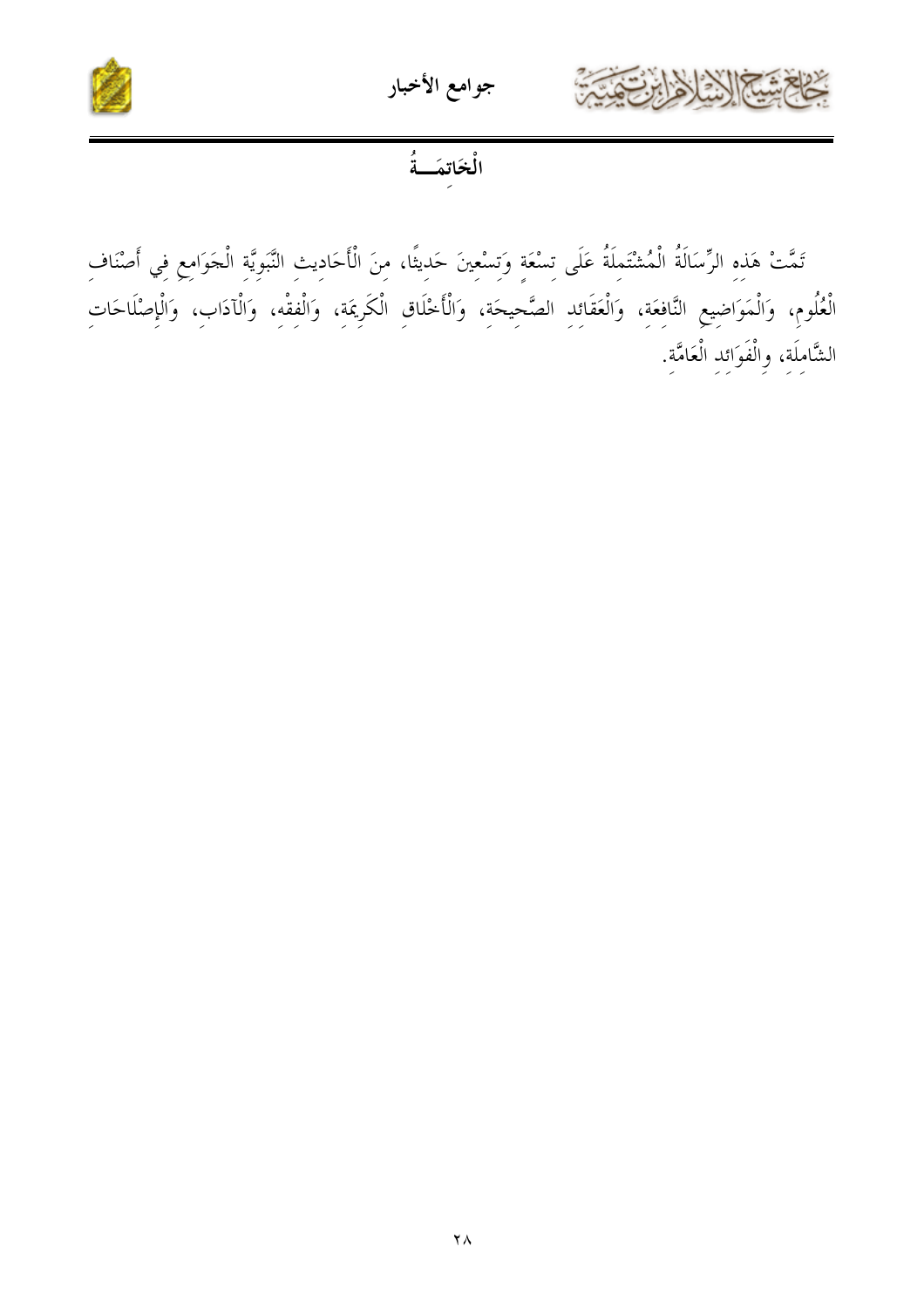## الْخَاتِمَــةُ

تَمَّتْ هَذِهِ الرِّسَالَةُ الْمُشْتَمِلَةُ عَلَى تِسْعَةٍ وَتِسْعِينَ حَدِيثًا، مِنَ الْأَحَادِيثِ النَّبَوِيَّةِ الْجَوَامِعِ فِي أَصْنَافِ الْعُلُومِ، وَالْمَوَاضِيعِ النَّافِعَةِ، وَالْعَقَائِدِ الصَّحِيحَةِ، وَالْأَخْلَاقِ الْكَرِيمَةِ، وَالْفِقْهِ، وَالْآدَابِ، وَالْإِصْلَاحَاتِ الشَّامِلَةِ، وَالْفَوَائِدِ الْعَامَّةِ.